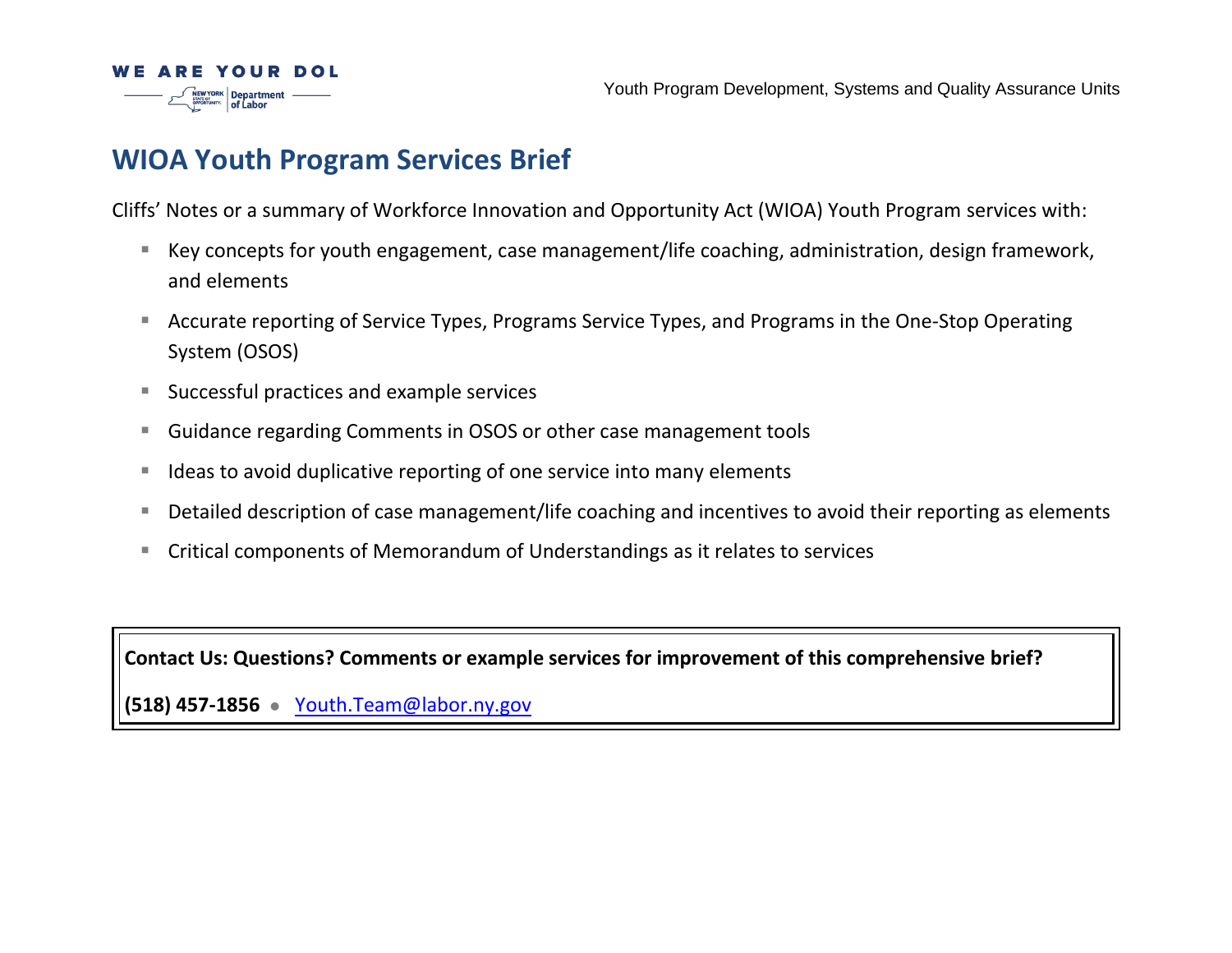# WIOA Youth Program Services Brief

Cliffs' Notes or a summary of Workforce Innovation and Opportunity Act (WIOA) Youth Program services with:

- Key concepts for youth engagement, case management/life coaching, administration, design framework, and elements
- Accurate reporting of Service Types, Programs Service Types, and Programs in the One-Stop Operating System (OSOS)
- Successful practices and example services
- Guidance regarding Comments in OSOS or other case management tools
- Ideas to avoid duplicative reporting of one service into many elements
- Detailed description of case management/life coaching and incentives to avoid their reporting as elements
- Critical components of Memorandum of Understandings as it relates to services

**Contact Us: Questions? Comments or example services for improvement of this comprehensive brief?**

**(518) 457-1856** • [Youth.Team@labor.ny.gov](mailto:Youth.Team@labor.ny.gov)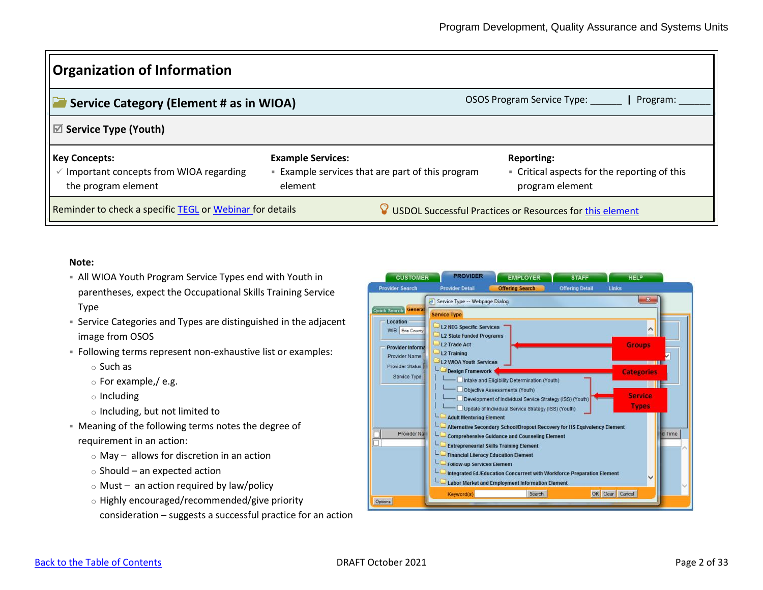## Organization of Information

### Service Category (Element # as in WIOA)

OSOS Program Service Type: ______ | Program: ______

**Service Type (Youth)**

**Key Concepts:**
- ✓ Important concepts from WIOA regarding the program element

**Example Services:**
- Example services that are part of this program element

**Reporting:**
- Critical aspects for the reporting of this program element

Reminder to check a specific TEGL or Webinar for details

USDOL Successful Practices or Resources for this element

**Note:**

- All WIOA Youth Program Service Types end with Youth in parentheses, expect the Occupational Skills Training Service Type
- Service Categories and Types are distinguished in the adjacent image from OSOS
- Following terms represent non-exhaustive list or examples:
  - Such as
  - For example,/ e.g.
  - Including
  - Including, but not limited to
- Meaning of the following terms notes the degree of requirement in an action:
  - May – allows for discretion in an action
  - Should – an expected action
  - Must – an action required by law/policy
  - Highly encouraged/recommended/give priority consideration – suggests a successful practice for an action

Back to the Table of Contents

DRAFT October 2021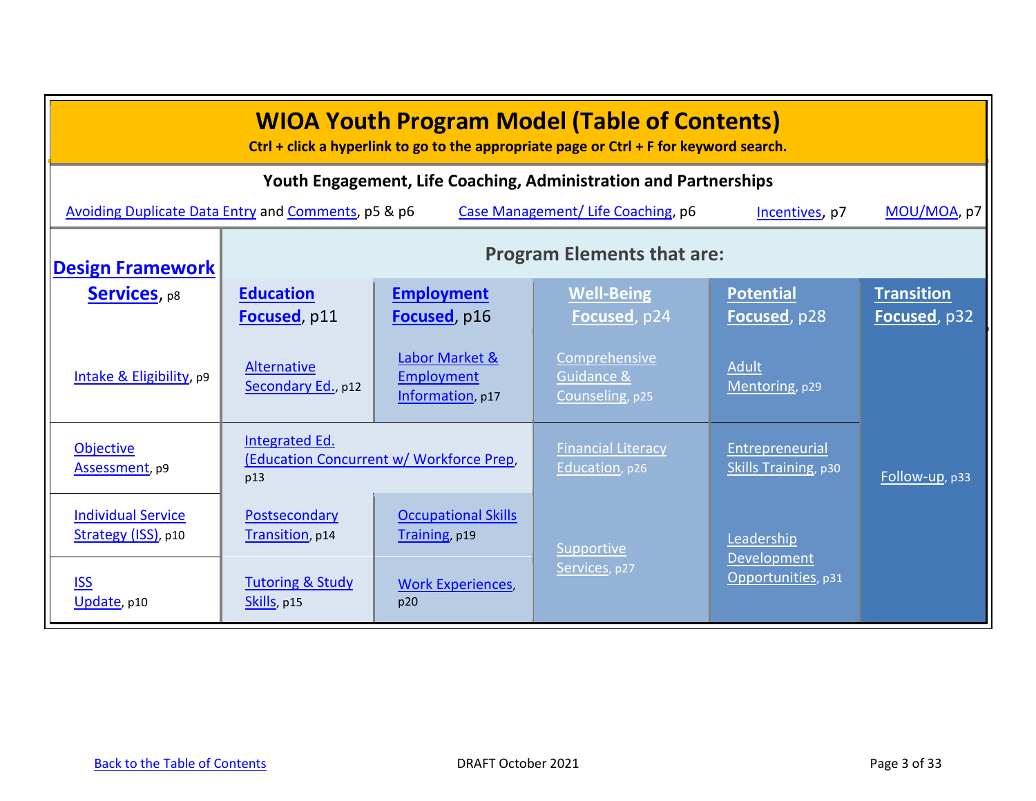# WIOA Youth Program Model (Table of Contents)

**Ctrl + click a hyperlink to go to the appropriate page or Ctrl + F for keyword search.**

## Youth Engagement, Life Coaching, Administration and Partnerships

Avoiding Duplicate Data Entry and Comments, p5 & p6 | Case Management/ Life Coaching, p6 | Incentives, p7 | MOU/MOA, p7

| Design Framework Services, p8 | Program Elements that are: | | | | |
|---|---|---|---|---|---|
| | **Education Focused**, p11 | **Employment Focused**, p16 | **Well-Being Focused**, p24 | **Potential Focused**, p28 | **Transition Focused**, p32 |
| Intake & Eligibility, p9 | Alternative Secondary Ed., p12 | Labor Market & Employment Information, p17 | Comprehensive Guidance & Counseling, p25 | Adult Mentoring, p29 | Follow-up, p33 |
| Objective Assessment, p9 | Integrated Ed. (Education Concurrent w/ Workforce Prep, p13 | | Financial Literacy Education, p26 | Entrepreneurial Skills Training, p30 | |
| Individual Service Strategy (ISS), p10 | Postsecondary Transition, p14 | Occupational Skills Training, p19 | Supportive Services, p27 | Leadership Development Opportunities, p31 | |
| ISS Update, p10 | Tutoring & Study Skills, p15 | Work Experiences, p20 | | | |

Back to the Table of Contents

DRAFT October 2021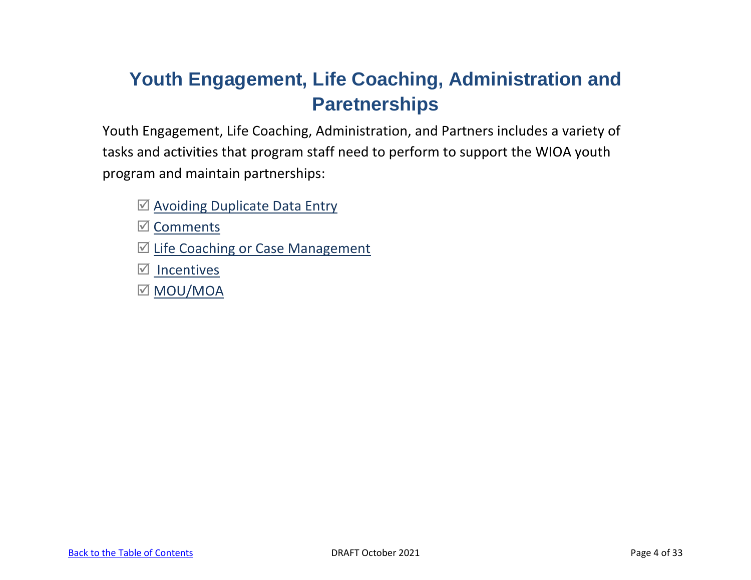# Youth Engagement, Life Coaching, Administration and Paretnerships

Youth Engagement, Life Coaching, Administration, and Partners includes a variety of tasks and activities that program staff need to perform to support the WIOA youth program and maintain partnerships:

- ☑ Avoiding Duplicate Data Entry
- ☑ Comments
- ☑ Life Coaching or Case Management
- ☑ Incentives
- ☑ MOU/MOA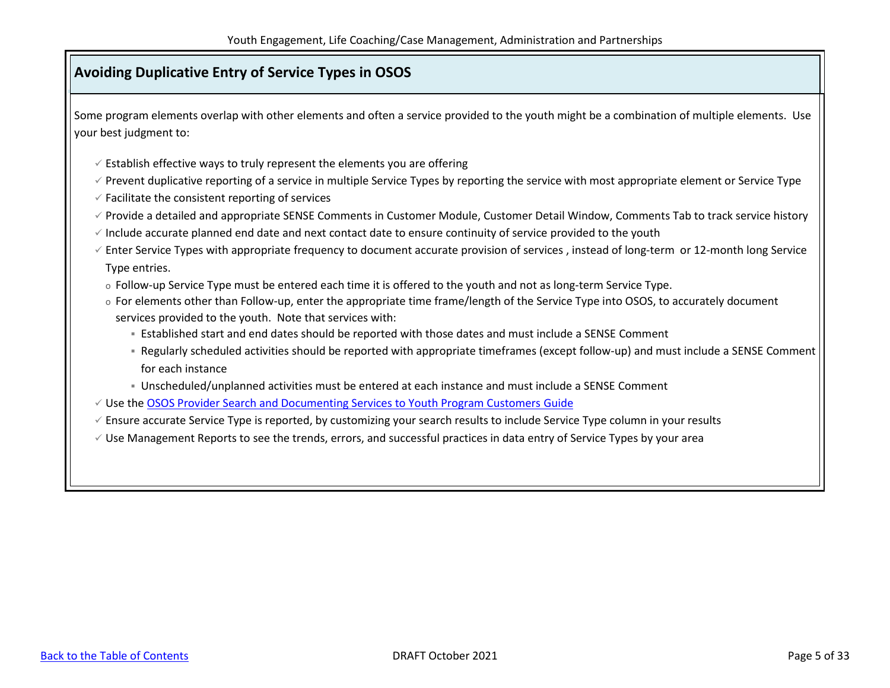## Avoiding Duplicative Entry of Service Types in OSOS

Some program elements overlap with other elements and often a service provided to the youth might be a combination of multiple elements. Use your best judgment to:

- ✓ Establish effective ways to truly represent the elements you are offering
- ✓ Prevent duplicative reporting of a service in multiple Service Types by reporting the service with most appropriate element or Service Type
- ✓ Facilitate the consistent reporting of services
- ✓ Provide a detailed and appropriate SENSE Comments in Customer Module, Customer Detail Window, Comments Tab to track service history
- ✓ Include accurate planned end date and next contact date to ensure continuity of service provided to the youth
- ✓ Enter Service Types with appropriate frequency to document accurate provision of services , instead of long-term or 12-month long Service Type entries.
    - Follow-up Service Type must be entered each time it is offered to the youth and not as long-term Service Type.
    - For elements other than Follow-up, enter the appropriate time frame/length of the Service Type into OSOS, to accurately document services provided to the youth. Note that services with:
        - Established start and end dates should be reported with those dates and must include a SENSE Comment
        - Regularly scheduled activities should be reported with appropriate timeframes (except follow-up) and must include a SENSE Comment for each instance
        - Unscheduled/unplanned activities must be entered at each instance and must include a SENSE Comment
- ✓ Use the OSOS Provider Search and Documenting Services to Youth Program Customers Guide
- ✓ Ensure accurate Service Type is reported, by customizing your search results to include Service Type column in your results
- ✓ Use Management Reports to see the trends, errors, and successful practices in data entry of Service Types by your area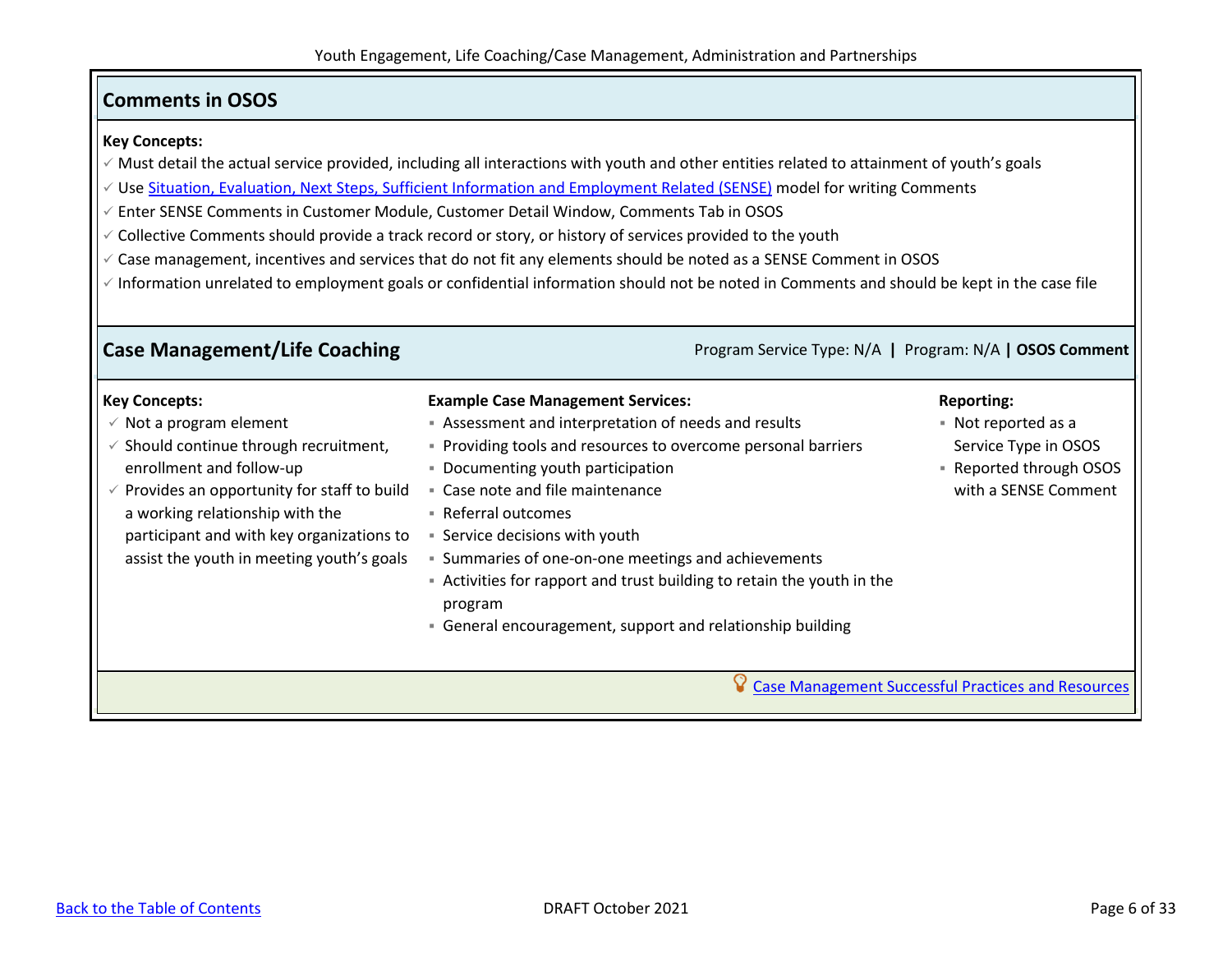## Comments in OSOS

**Key Concepts:**

- ✓ Must detail the actual service provided, including all interactions with youth and other entities related to attainment of youth's goals
- ✓ Use Situation, Evaluation, Next Steps, Sufficient Information and Employment Related (SENSE) model for writing Comments
- ✓ Enter SENSE Comments in Customer Module, Customer Detail Window, Comments Tab in OSOS
- ✓ Collective Comments should provide a track record or story, or history of services provided to the youth
- ✓ Case management, incentives and services that do not fit any elements should be noted as a SENSE Comment in OSOS
- ✓ Information unrelated to employment goals or confidential information should not be noted in Comments and should be kept in the case file

## Case Management/Life Coaching

Program Service Type: N/A | Program: N/A | **OSOS Comment**

**Key Concepts:**

- ✓ Not a program element
- ✓ Should continue through recruitment, enrollment and follow-up
- ✓ Provides an opportunity for staff to build a working relationship with the participant and with key organizations to assist the youth in meeting youth's goals

**Example Case Management Services:**

- Assessment and interpretation of needs and results
- Providing tools and resources to overcome personal barriers
- Documenting youth participation
- Case note and file maintenance
- Referral outcomes
- Service decisions with youth
- Summaries of one-on-one meetings and achievements
- Activities for rapport and trust building to retain the youth in the program
- General encouragement, support and relationship building

**Reporting:**

- Not reported as a Service Type in OSOS
- Reported through OSOS with a SENSE Comment

Case Management Successful Practices and Resources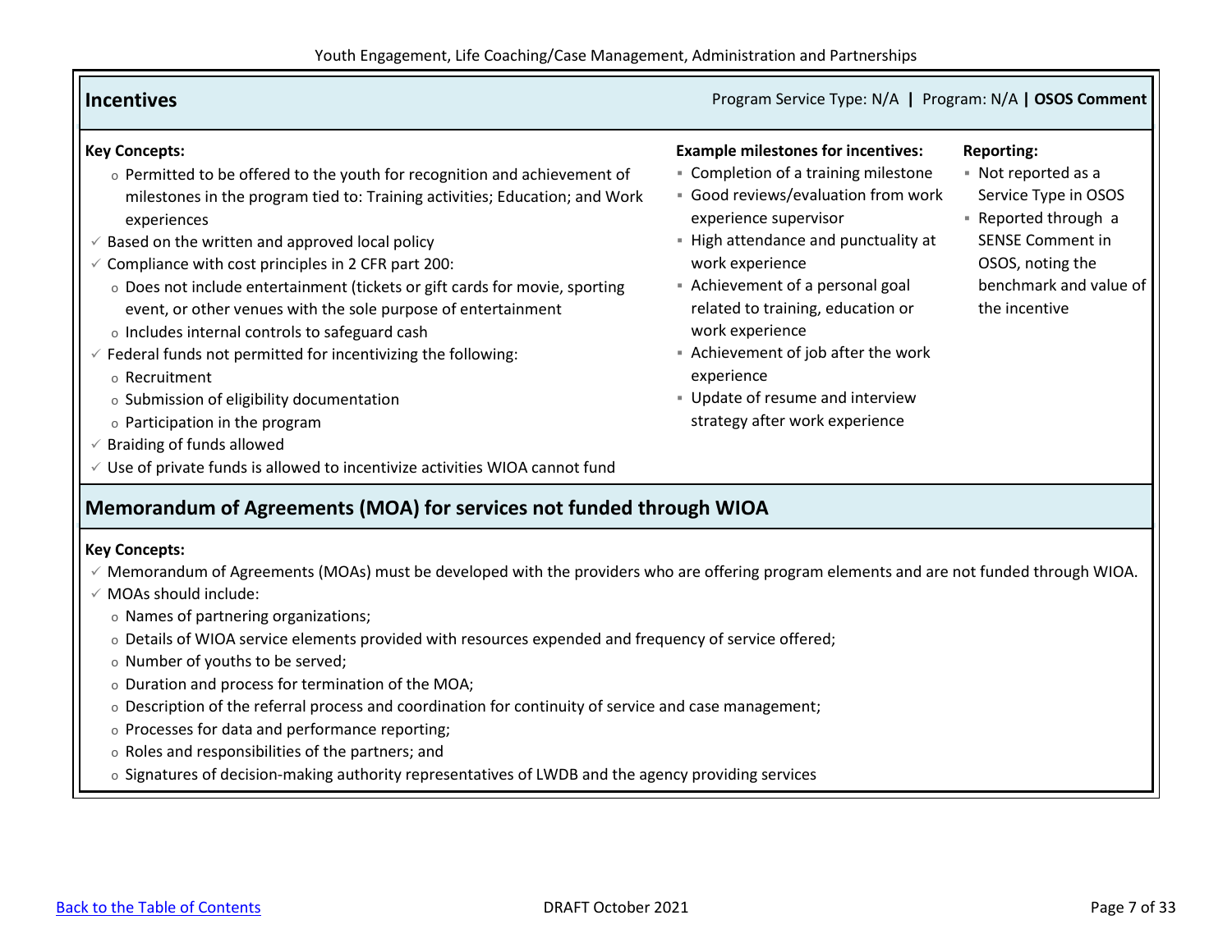## Incentives

Program Service Type: N/A **|** Program: N/A **| OSOS Comment**

**Key Concepts:**

- Permitted to be offered to the youth for recognition and achievement of milestones in the program tied to: Training activities; Education; and Work experiences
- ✓ Based on the written and approved local policy
- ✓ Compliance with cost principles in 2 CFR part 200:
  - Does not include entertainment (tickets or gift cards for movie, sporting event, or other venues with the sole purpose of entertainment
  - Includes internal controls to safeguard cash
- ✓ Federal funds not permitted for incentivizing the following:
  - Recruitment
  - Submission of eligibility documentation
  - Participation in the program
- ✓ Braiding of funds allowed
- ✓ Use of private funds is allowed to incentivize activities WIOA cannot fund

**Example milestones for incentives:**

- Completion of a training milestone
- Good reviews/evaluation from work experience supervisor
- High attendance and punctuality at work experience
- Achievement of a personal goal related to training, education or work experience
- Achievement of job after the work experience
- Update of resume and interview strategy after work experience

**Reporting:**

- Not reported as a Service Type in OSOS
- Reported through a SENSE Comment in OSOS, noting the benchmark and value of the incentive

## Memorandum of Agreements (MOA) for services not funded through WIOA

**Key Concepts:**

- ✓ Memorandum of Agreements (MOAs) must be developed with the providers who are offering program elements and are not funded through WIOA.
- ✓ MOAs should include:
  - Names of partnering organizations;
  - Details of WIOA service elements provided with resources expended and frequency of service offered;
  - Number of youths to be served;
  - Duration and process for termination of the MOA;
  - Description of the referral process and coordination for continuity of service and case management;
  - Processes for data and performance reporting;
  - Roles and responsibilities of the partners; and
  - Signatures of decision-making authority representatives of LWDB and the agency providing services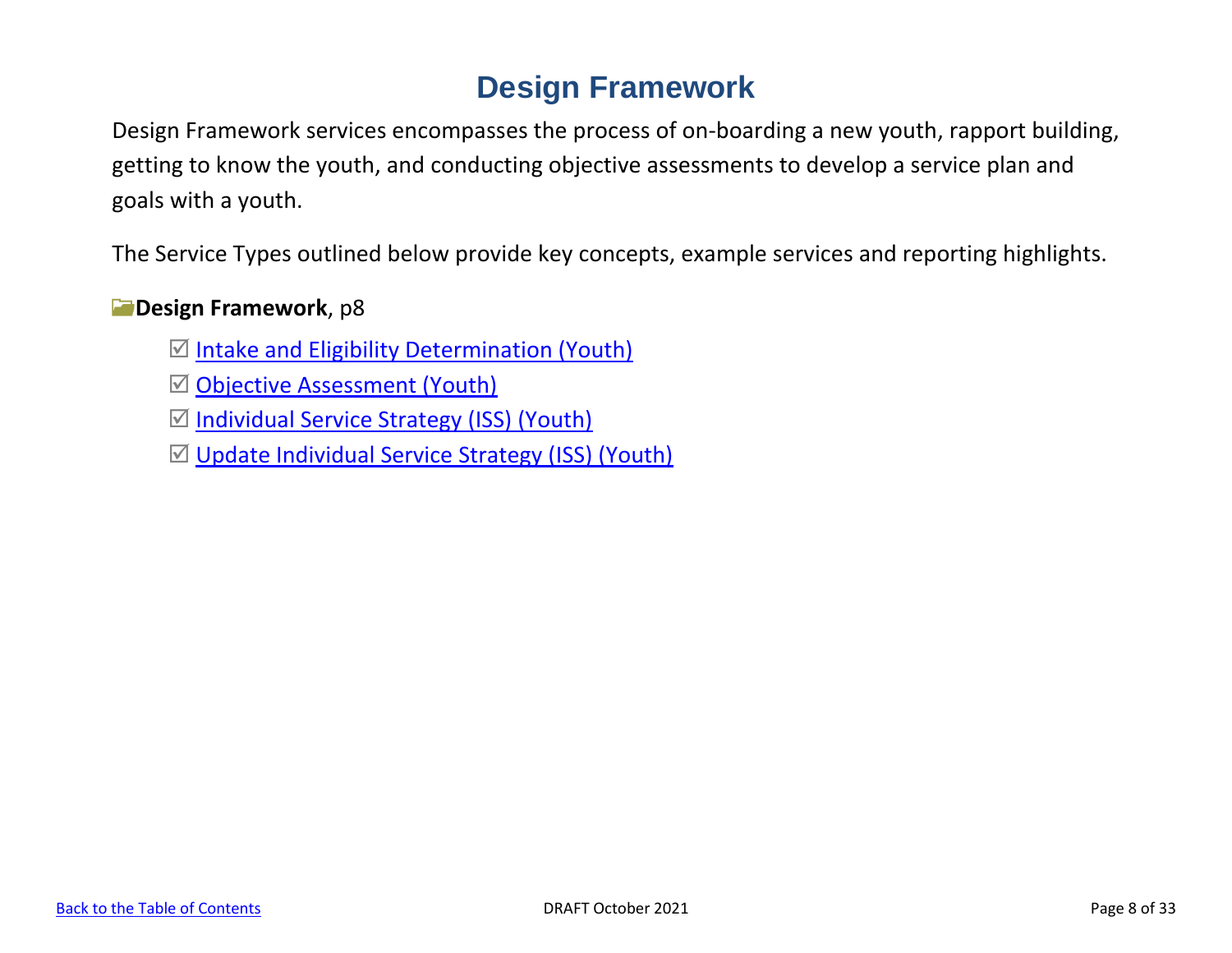# Design Framework

Design Framework services encompasses the process of on-boarding a new youth, rapport building, getting to know the youth, and conducting objective assessments to develop a service plan and goals with a youth.

The Service Types outlined below provide key concepts, example services and reporting highlights.

**Design Framework**, p8

- ☑ Intake and Eligibility Determination (Youth)
- ☑ Objective Assessment (Youth)
- ☑ Individual Service Strategy (ISS) (Youth)
- ☑ Update Individual Service Strategy (ISS) (Youth)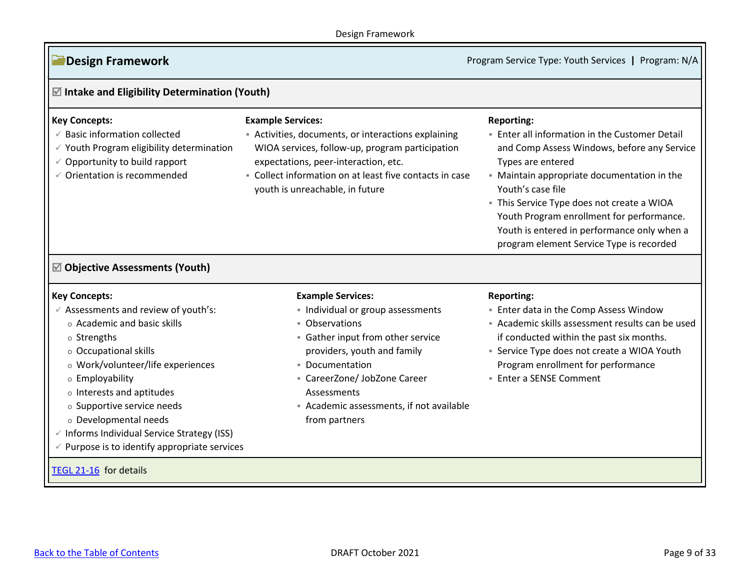## Design Framework

Program Service Type: Youth Services | Program: N/A

### ☑ Intake and Eligibility Determination (Youth)

**Key Concepts:**

- ✓ Basic information collected
- ✓ Youth Program eligibility determination
- ✓ Opportunity to build rapport
- ✓ Orientation is recommended

**Example Services:**

- Activities, documents, or interactions explaining WIOA services, follow-up, program participation expectations, peer-interaction, etc.
- Collect information on at least five contacts in case youth is unreachable, in future

**Reporting:**

- Enter all information in the Customer Detail and Comp Assess Windows, before any Service Types are entered
- Maintain appropriate documentation in the Youth's case file
- This Service Type does not create a WIOA Youth Program enrollment for performance. Youth is entered in performance only when a program element Service Type is recorded

### ☑ Objective Assessments (Youth)

**Key Concepts:**

- ✓ Assessments and review of youth's:
  - Academic and basic skills
  - Strengths
  - Occupational skills
  - Work/volunteer/life experiences
  - Employability
  - Interests and aptitudes
  - Supportive service needs
  - Developmental needs
- ✓ Informs Individual Service Strategy (ISS)
- ✓ Purpose is to identify appropriate services

**Example Services:**

- Individual or group assessments
- Observations
- Gather input from other service providers, youth and family
- Documentation
- CareerZone/ JobZone Career Assessments
- Academic assessments, if not available from partners

**Reporting:**

- Enter data in the Comp Assess Window
- Academic skills assessment results can be used if conducted within the past six months.
- Service Type does not create a WIOA Youth Program enrollment for performance
- Enter a SENSE Comment

TEGL 21-16 for details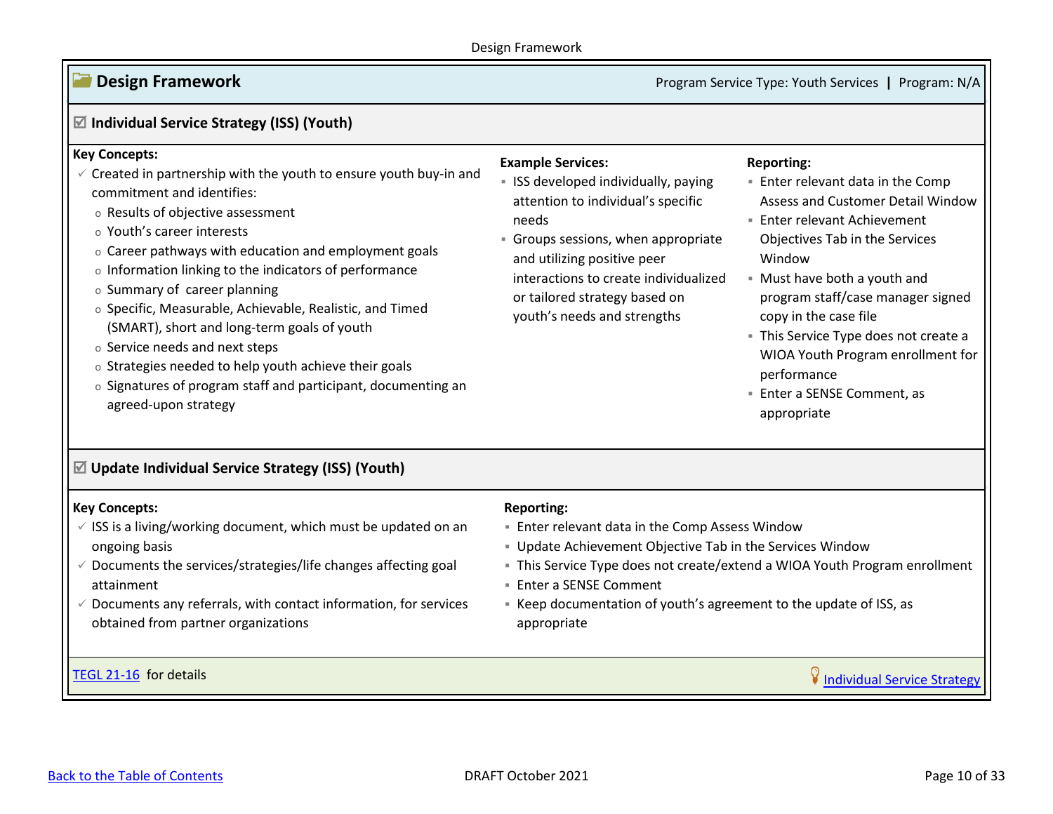## Design Framework

Program Service Type: Youth Services | Program: N/A

### ☑ Individual Service Strategy (ISS) (Youth)

**Key Concepts:**

- ✓ Created in partnership with the youth to ensure youth buy-in and commitment and identifies:
  - Results of objective assessment
  - Youth's career interests
  - Career pathways with education and employment goals
  - Information linking to the indicators of performance
  - Summary of career planning
  - Specific, Measurable, Achievable, Realistic, and Timed (SMART), short and long-term goals of youth
  - Service needs and next steps
  - Strategies needed to help youth achieve their goals
  - Signatures of program staff and participant, documenting an agreed-upon strategy

**Example Services:**

- ISS developed individually, paying attention to individual's specific needs
- Groups sessions, when appropriate and utilizing positive peer interactions to create individualized or tailored strategy based on youth's needs and strengths

**Reporting:**

- Enter relevant data in the Comp Assess and Customer Detail Window
- Enter relevant Achievement Objectives Tab in the Services Window
- Must have both a youth and program staff/case manager signed copy in the case file
- This Service Type does not create a WIOA Youth Program enrollment for performance
- Enter a SENSE Comment, as appropriate

### ☑ Update Individual Service Strategy (ISS) (Youth)

**Key Concepts:**

- ✓ ISS is a living/working document, which must be updated on an ongoing basis
- ✓ Documents the services/strategies/life changes affecting goal attainment
- ✓ Documents any referrals, with contact information, for services obtained from partner organizations

**Reporting:**

- Enter relevant data in the Comp Assess Window
- Update Achievement Objective Tab in the Services Window
- This Service Type does not create/extend a WIOA Youth Program enrollment
- Enter a SENSE Comment
- Keep documentation of youth's agreement to the update of ISS, as appropriate

TEGL 21-16 for details

Individual Service Strategy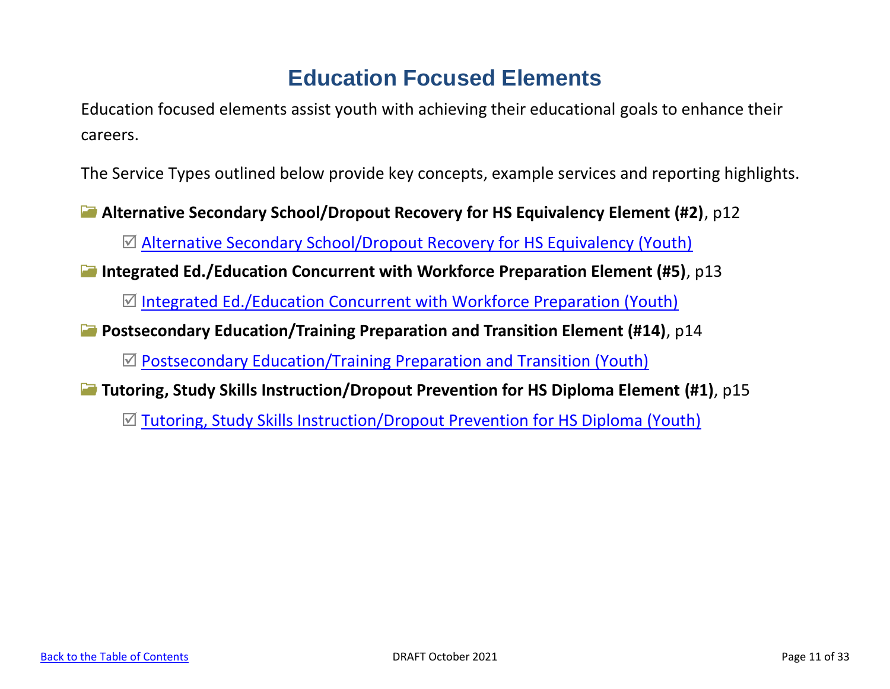# Education Focused Elements

Education focused elements assist youth with achieving their educational goals to enhance their careers.

The Service Types outlined below provide key concepts, example services and reporting highlights.

- **Alternative Secondary School/Dropout Recovery for HS Equivalency Element (#2)**, p12
  - ☑ Alternative Secondary School/Dropout Recovery for HS Equivalency (Youth)
- **Integrated Ed./Education Concurrent with Workforce Preparation Element (#5)**, p13
  - ☑ Integrated Ed./Education Concurrent with Workforce Preparation (Youth)
- **Postsecondary Education/Training Preparation and Transition Element (#14)**, p14
  - ☑ Postsecondary Education/Training Preparation and Transition (Youth)
- **Tutoring, Study Skills Instruction/Dropout Prevention for HS Diploma Element (#1)**, p15
  - ☑ Tutoring, Study Skills Instruction/Dropout Prevention for HS Diploma (Youth)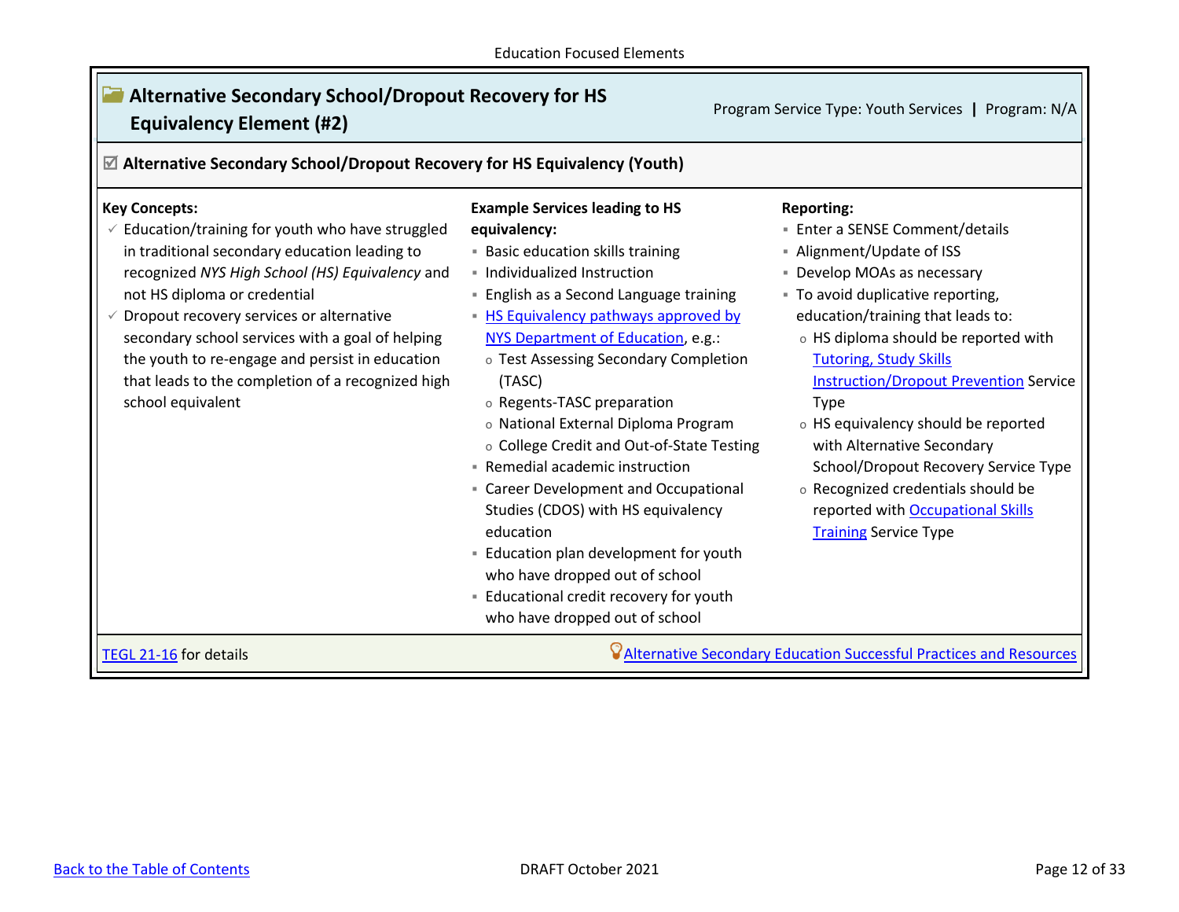Education Focused Elements

## Alternative Secondary School/Dropout Recovery for HS Equivalency Element (#2)

Program Service Type: Youth Services | Program: N/A

### ☑ Alternative Secondary School/Dropout Recovery for HS Equivalency (Youth)

**Key Concepts:**

- ✓ Education/training for youth who have struggled in traditional secondary education leading to recognized *NYS High School (HS) Equivalency* and not HS diploma or credential
- ✓ Dropout recovery services or alternative secondary school services with a goal of helping the youth to re-engage and persist in education that leads to the completion of a recognized high school equivalent

**Example Services leading to HS equivalency:**

- Basic education skills training
- Individualized Instruction
- English as a Second Language training
- HS Equivalency pathways approved by NYS Department of Education, e.g.:
  - Test Assessing Secondary Completion (TASC)
  - Regents-TASC preparation
  - National External Diploma Program
  - College Credit and Out-of-State Testing
- Remedial academic instruction
- Career Development and Occupational Studies (CDOS) with HS equivalency education
- Education plan development for youth who have dropped out of school
- Educational credit recovery for youth who have dropped out of school

**Reporting:**

- Enter a SENSE Comment/details
- Alignment/Update of ISS
- Develop MOAs as necessary
- To avoid duplicative reporting, education/training that leads to:
  - HS diploma should be reported with Tutoring, Study Skills Instruction/Dropout Prevention Service Type
  - HS equivalency should be reported with Alternative Secondary School/Dropout Recovery Service Type
  - Recognized credentials should be reported with Occupational Skills Training Service Type

TEGL 21-16 for details

Alternative Secondary Education Successful Practices and Resources

DRAFT October 2021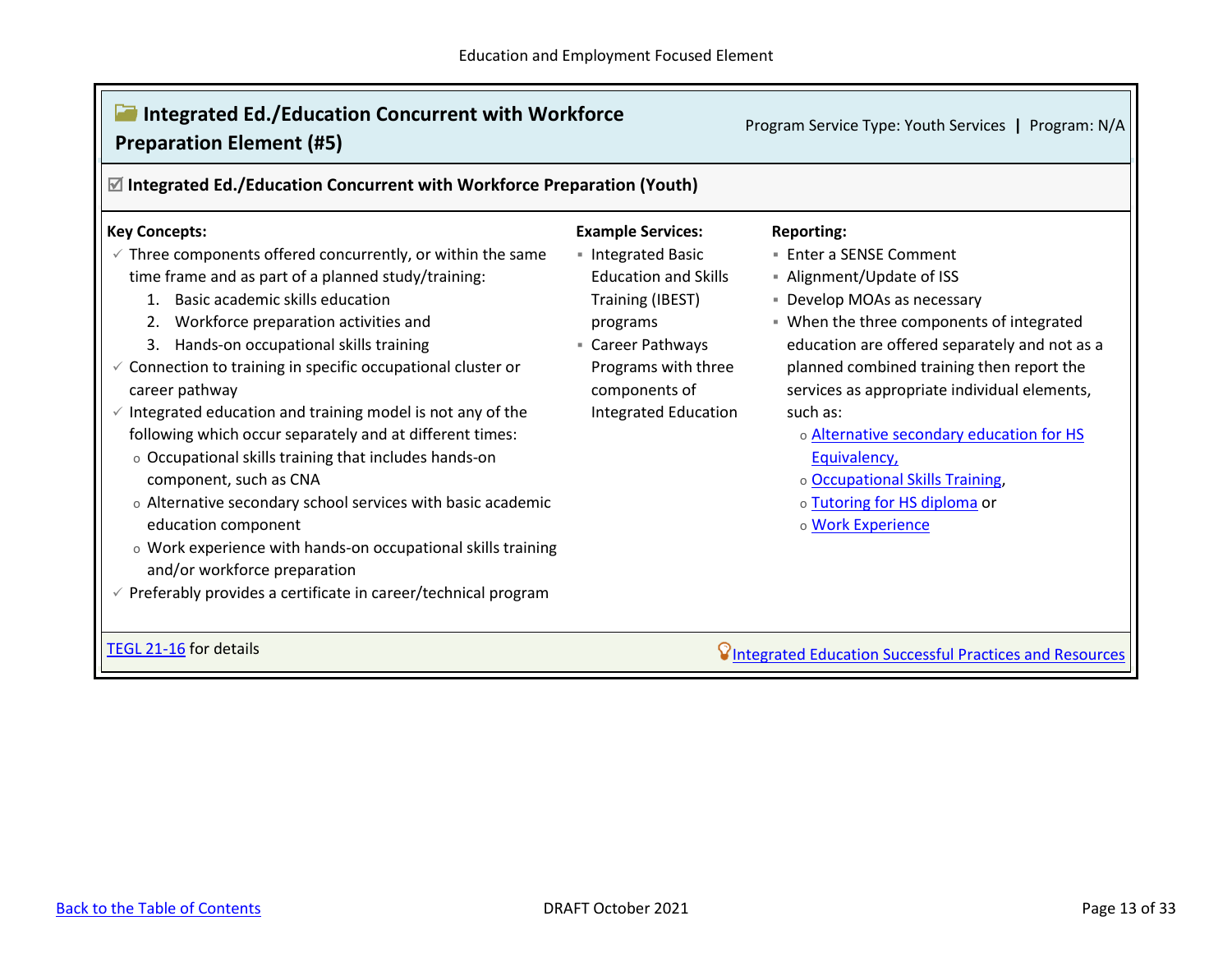## Integrated Ed./Education Concurrent with Workforce Preparation Element (#5)

Program Service Type: Youth Services | Program: N/A

### ☑ Integrated Ed./Education Concurrent with Workforce Preparation (Youth)

**Key Concepts:**

- ✓ Three components offered concurrently, or within the same time frame and as part of a planned study/training:
  1. Basic academic skills education
  2. Workforce preparation activities and
  3. Hands-on occupational skills training
- ✓ Connection to training in specific occupational cluster or career pathway
- ✓ Integrated education and training model is not any of the following which occur separately and at different times:
  - Occupational skills training that includes hands-on component, such as CNA
  - Alternative secondary school services with basic academic education component
  - Work experience with hands-on occupational skills training and/or workforce preparation
- ✓ Preferably provides a certificate in career/technical program

**Example Services:**

- Integrated Basic Education and Skills Training (IBEST) programs
- Career Pathways Programs with three components of Integrated Education

**Reporting:**

- Enter a SENSE Comment
- Alignment/Update of ISS
- Develop MOAs as necessary
- When the three components of integrated education are offered separately and not as a planned combined training then report the services as appropriate individual elements, such as:
  - Alternative secondary education for HS Equivalency,
  - Occupational Skills Training,
  - Tutoring for HS diploma or
  - Work Experience

TEGL 21-16 for details

Integrated Education Successful Practices and Resources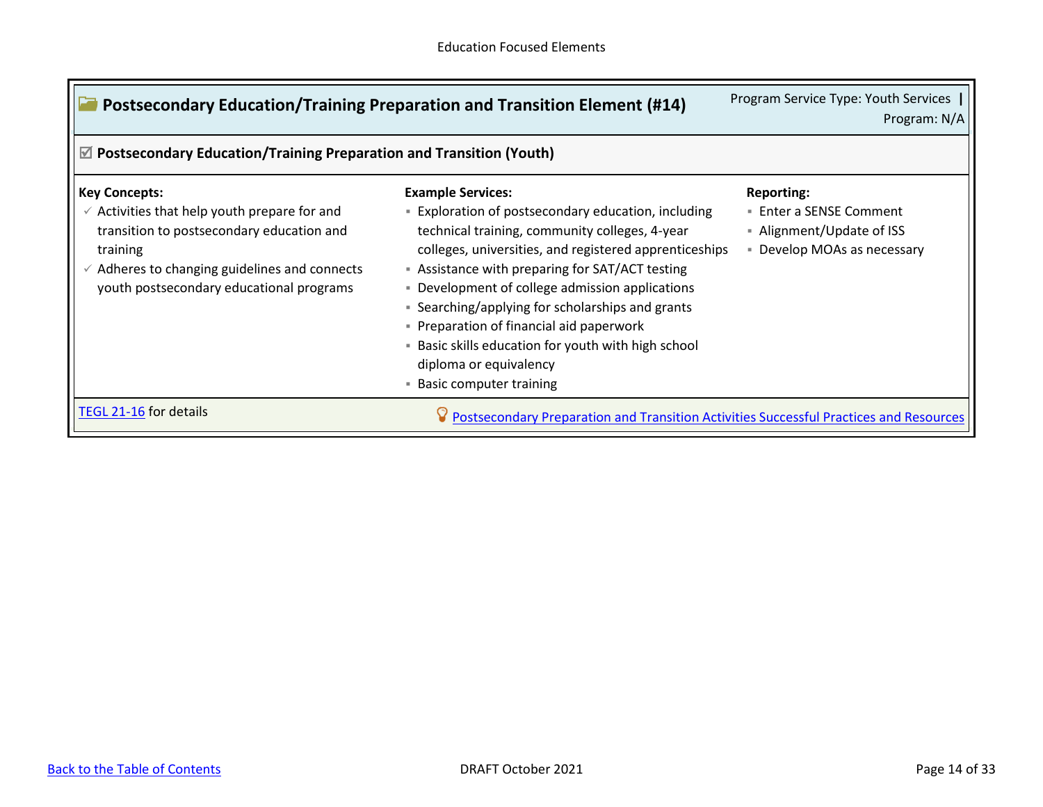Education Focused Elements

## Postsecondary Education/Training Preparation and Transition Element (#14)

Program Service Type: Youth Services | Program: N/A

### ☑ Postsecondary Education/Training Preparation and Transition (Youth)

**Key Concepts:**

- ✓ Activities that help youth prepare for and transition to postsecondary education and training
- ✓ Adheres to changing guidelines and connects youth postsecondary educational programs

**Example Services:**

- Exploration of postsecondary education, including technical training, community colleges, 4-year colleges, universities, and registered apprenticeships
- Assistance with preparing for SAT/ACT testing
- Development of college admission applications
- Searching/applying for scholarships and grants
- Preparation of financial aid paperwork
- Basic skills education for youth with high school diploma or equivalency
- Basic computer training

**Reporting:**

- Enter a SENSE Comment
- Alignment/Update of ISS
- Develop MOAs as necessary

TEGL 21-16 for details

Postsecondary Preparation and Transition Activities Successful Practices and Resources

Back to the Table of Contents

DRAFT October 2021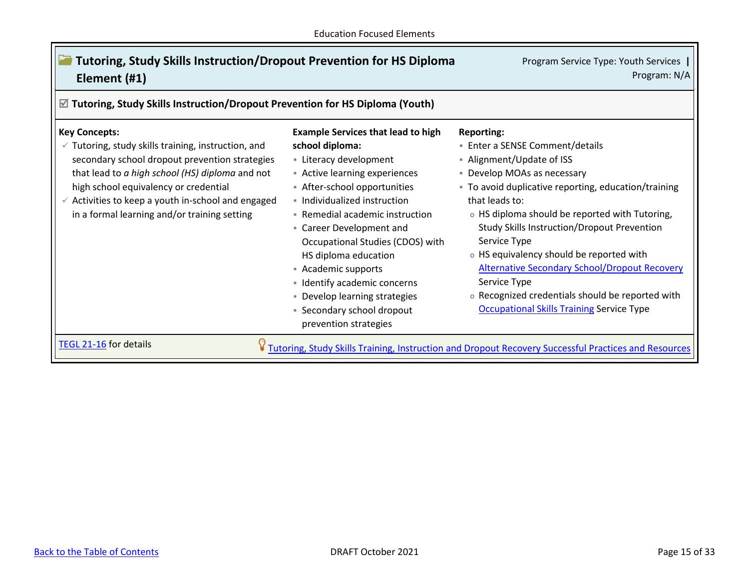Education Focused Elements

## Tutoring, Study Skills Instruction/Dropout Prevention for HS Diploma Element (#1)

Program Service Type: Youth Services | Program: N/A

### ☑ Tutoring, Study Skills Instruction/Dropout Prevention for HS Diploma (Youth)

**Key Concepts:**

- ✓ Tutoring, study skills training, instruction, and secondary school dropout prevention strategies that lead to *a high school (HS) diploma* and not high school equivalency or credential
- ✓ Activities to keep a youth in-school and engaged in a formal learning and/or training setting

**Example Services that lead to high school diploma:**

- Literacy development
- Active learning experiences
- After-school opportunities
- Individualized instruction
- Remedial academic instruction
- Career Development and Occupational Studies (CDOS) with HS diploma education
- Academic supports
- Identify academic concerns
- Develop learning strategies
- Secondary school dropout prevention strategies

**Reporting:**

- Enter a SENSE Comment/details
- Alignment/Update of ISS
- Develop MOAs as necessary
- To avoid duplicative reporting, education/training that leads to:
  - HS diploma should be reported with Tutoring, Study Skills Instruction/Dropout Prevention Service Type
  - HS equivalency should be reported with Alternative Secondary School/Dropout Recovery Service Type
  - Recognized credentials should be reported with Occupational Skills Training Service Type

TEGL 21-16 for details

Tutoring, Study Skills Training, Instruction and Dropout Recovery Successful Practices and Resources

Back to the Table of Contents

DRAFT October 2021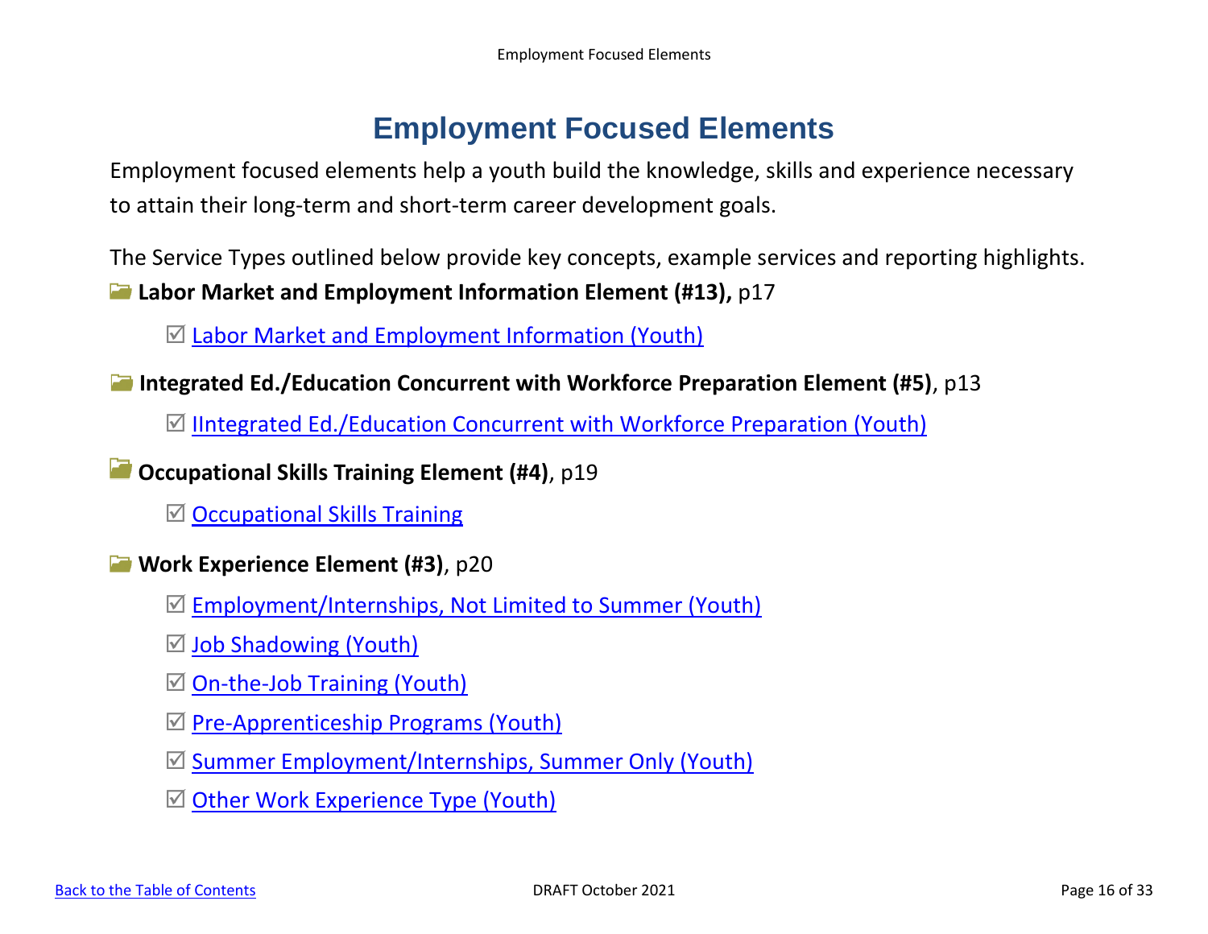# Employment Focused Elements

Employment focused elements help a youth build the knowledge, skills and experience necessary to attain their long-term and short-term career development goals.

The Service Types outlined below provide key concepts, example services and reporting highlights.

**Labor Market and Employment Information Element (#13),** p17

- ☑ Labor Market and Employment Information (Youth)

**Integrated Ed./Education Concurrent with Workforce Preparation Element (#5)**, p13

- ☑ IIntegrated Ed./Education Concurrent with Workforce Preparation (Youth)

**Occupational Skills Training Element (#4)**, p19

- ☑ Occupational Skills Training

**Work Experience Element (#3)**, p20

- ☑ Employment/Internships, Not Limited to Summer (Youth)
- ☑ Job Shadowing (Youth)
- ☑ On-the-Job Training (Youth)
- ☑ Pre-Apprenticeship Programs (Youth)
- ☑ Summer Employment/Internships, Summer Only (Youth)
- ☑ Other Work Experience Type (Youth)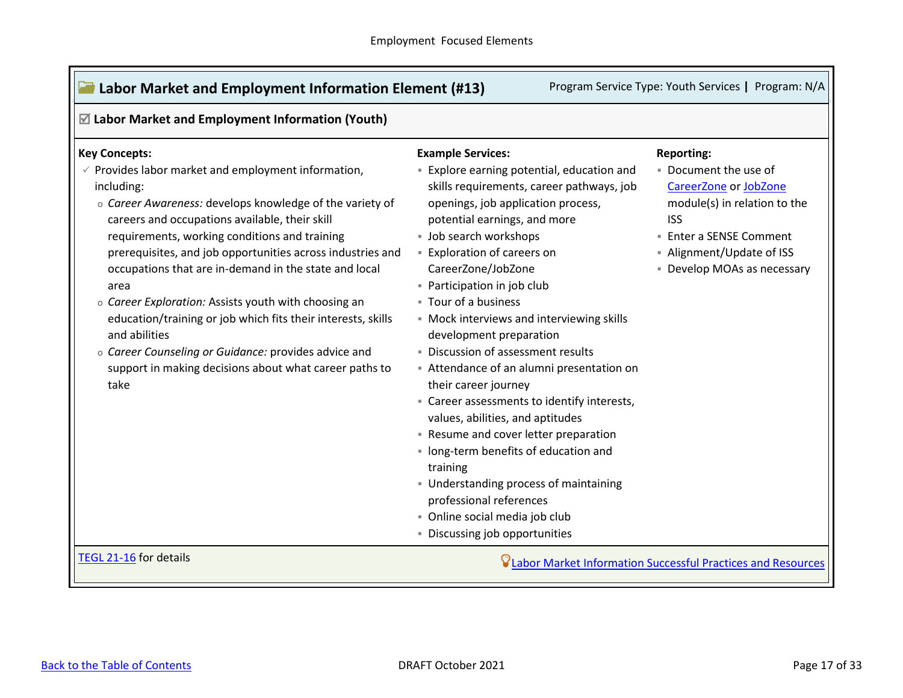Employment Focused Elements

## Labor Market and Employment Information Element (#13)

Program Service Type: Youth Services | Program: N/A

### ☑ Labor Market and Employment Information (Youth)

**Key Concepts:**

- ✓ Provides labor market and employment information, including:
  - *Career Awareness:* develops knowledge of the variety of careers and occupations available, their skill requirements, working conditions and training prerequisites, and job opportunities across industries and occupations that are in-demand in the state and local area
  - *Career Exploration:* Assists youth with choosing an education/training or job which fits their interests, skills and abilities
  - *Career Counseling or Guidance:* provides advice and support in making decisions about what career paths to take

**Example Services:**

- Explore earning potential, education and skills requirements, career pathways, job openings, job application process, potential earnings, and more
- Job search workshops
- Exploration of careers on CareerZone/JobZone
- Participation in job club
- Tour of a business
- Mock interviews and interviewing skills development preparation
- Discussion of assessment results
- Attendance of an alumni presentation on their career journey
- Career assessments to identify interests, values, abilities, and aptitudes
- Resume and cover letter preparation
- long-term benefits of education and training
- Understanding process of maintaining professional references
- Online social media job club
- Discussing job opportunities

**Reporting:**

- Document the use of CareerZone or JobZone module(s) in relation to the ISS
- Enter a SENSE Comment
- Alignment/Update of ISS
- Develop MOAs as necessary

TEGL 21-16 for details

Labor Market Information Successful Practices and Resources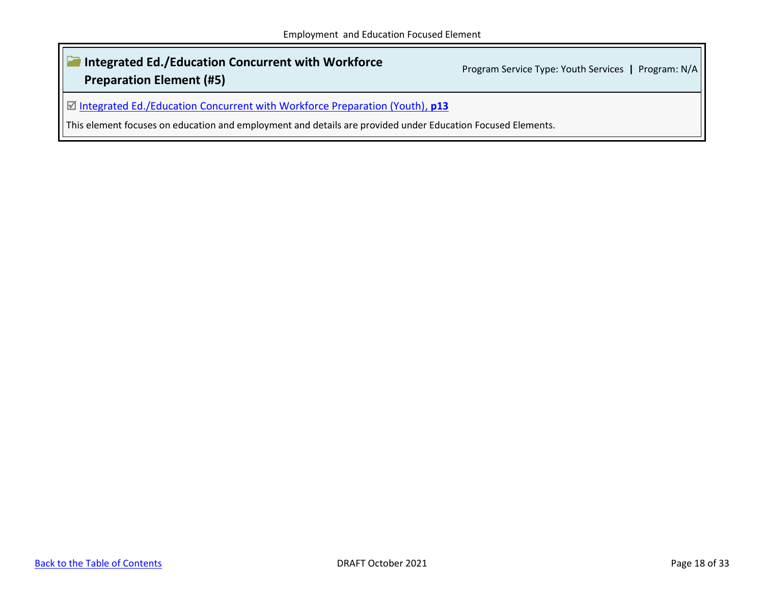## Integrated Ed./Education Concurrent with Workforce Preparation Element (#5)

Program Service Type: Youth Services **|** Program: N/A

☑ Integrated Ed./Education Concurrent with Workforce Preparation (Youth), **p13**

This element focuses on education and employment and details are provided under Education Focused Elements.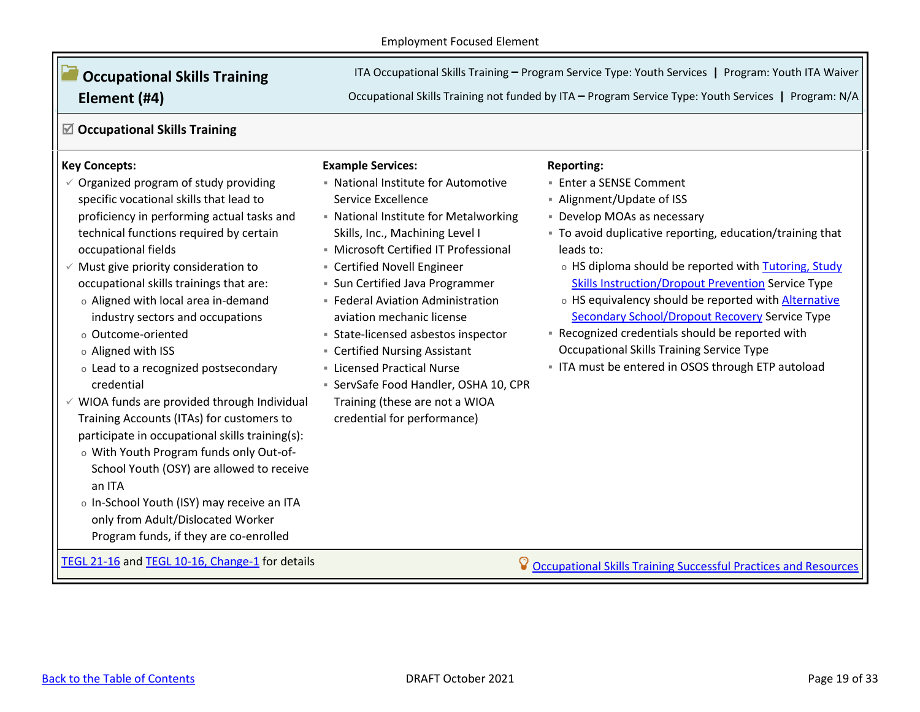Employment Focused Element

## Occupational Skills Training Element (#4)

ITA Occupational Skills Training – Program Service Type: Youth Services | Program: Youth ITA Waiver

Occupational Skills Training not funded by ITA – Program Service Type: Youth Services | Program: N/A

### ☑ Occupational Skills Training

**Key Concepts:**

- ✓ Organized program of study providing specific vocational skills that lead to proficiency in performing actual tasks and technical functions required by certain occupational fields
- ✓ Must give priority consideration to occupational skills trainings that are:
  - Aligned with local area in-demand industry sectors and occupations
  - Outcome-oriented
  - Aligned with ISS
  - Lead to a recognized postsecondary credential
- ✓ WIOA funds are provided through Individual Training Accounts (ITAs) for customers to participate in occupational skills training(s):
  - With Youth Program funds only Out-of-School Youth (OSY) are allowed to receive an ITA
  - In-School Youth (ISY) may receive an ITA only from Adult/Dislocated Worker Program funds, if they are co-enrolled

**Example Services:**

- National Institute for Automotive Service Excellence
- National Institute for Metalworking Skills, Inc., Machining Level I
- Microsoft Certified IT Professional
- Certified Novell Engineer
- Sun Certified Java Programmer
- Federal Aviation Administration aviation mechanic license
- State-licensed asbestos inspector
- Certified Nursing Assistant
- Licensed Practical Nurse
- ServSafe Food Handler, OSHA 10, CPR Training (these are not a WIOA credential for performance)

**Reporting:**

- Enter a SENSE Comment
- Alignment/Update of ISS
- Develop MOAs as necessary
- To avoid duplicative reporting, education/training that leads to:
  - HS diploma should be reported with Tutoring, Study Skills Instruction/Dropout Prevention Service Type
  - HS equivalency should be reported with Alternative Secondary School/Dropout Recovery Service Type
- Recognized credentials should be reported with Occupational Skills Training Service Type
- ITA must be entered in OSOS through ETP autoload

TEGL 21-16 and TEGL 10-16, Change-1 for details

Occupational Skills Training Successful Practices and Resources

Back to the Table of Contents

DRAFT October 2021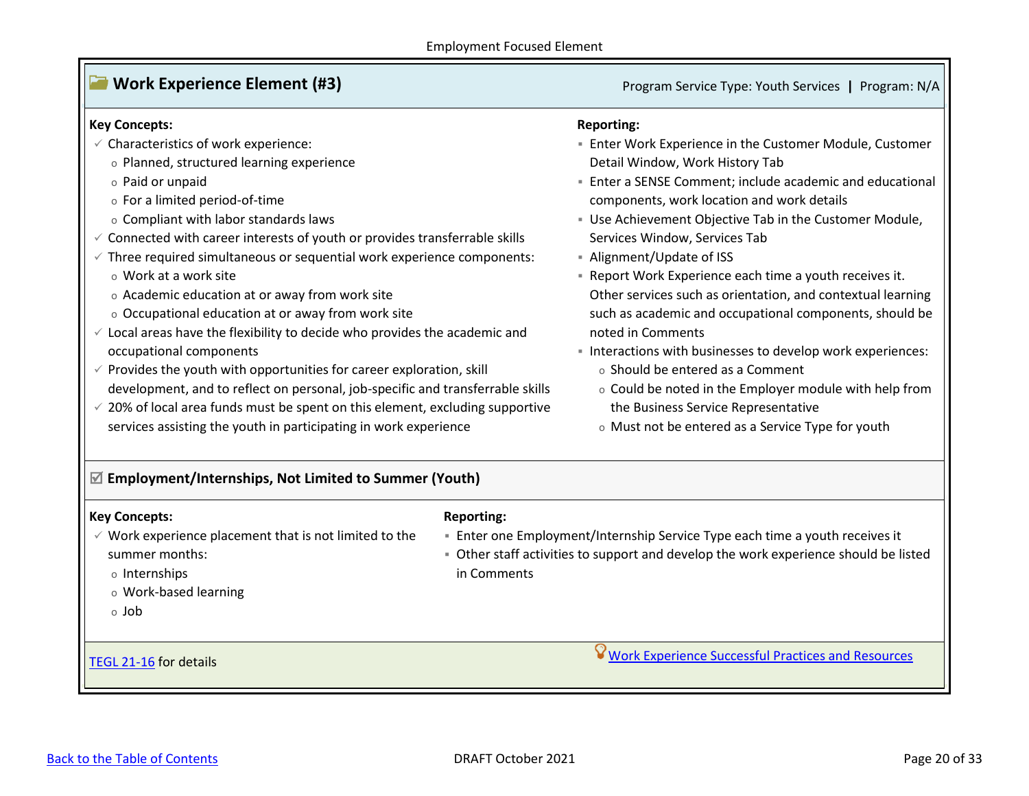Employment Focused Element

## Work Experience Element (#3)

Program Service Type: Youth Services | Program: N/A

**Key Concepts:**

- Characteristics of work experience:
  - Planned, structured learning experience
  - Paid or unpaid
  - For a limited period-of-time
  - Compliant with labor standards laws
- Connected with career interests of youth or provides transferrable skills
- Three required simultaneous or sequential work experience components:
  - Work at a work site
  - Academic education at or away from work site
  - Occupational education at or away from work site
- Local areas have the flexibility to decide who provides the academic and occupational components
- Provides the youth with opportunities for career exploration, skill development, and to reflect on personal, job-specific and transferrable skills
- 20% of local area funds must be spent on this element, excluding supportive services assisting the youth in participating in work experience

**Reporting:**

- Enter Work Experience in the Customer Module, Customer Detail Window, Work History Tab
- Enter a SENSE Comment; include academic and educational components, work location and work details
- Use Achievement Objective Tab in the Customer Module, Services Window, Services Tab
- Alignment/Update of ISS
- Report Work Experience each time a youth receives it. Other services such as orientation, and contextual learning such as academic and occupational components, should be noted in Comments
- Interactions with businesses to develop work experiences:
  - Should be entered as a Comment
  - Could be noted in the Employer module with help from the Business Service Representative
  - Must not be entered as a Service Type for youth

### ☑ Employment/Internships, Not Limited to Summer (Youth)

**Key Concepts:**

- Work experience placement that is not limited to the summer months:
  - Internships
  - Work-based learning
  - Job

**Reporting:**

- Enter one Employment/Internship Service Type each time a youth receives it
- Other staff activities to support and develop the work experience should be listed in Comments

[TEGL 21-16](#) for details

[Work Experience Successful Practices and Resources](#)

[Back to the Table of Contents](#)

DRAFT October 2021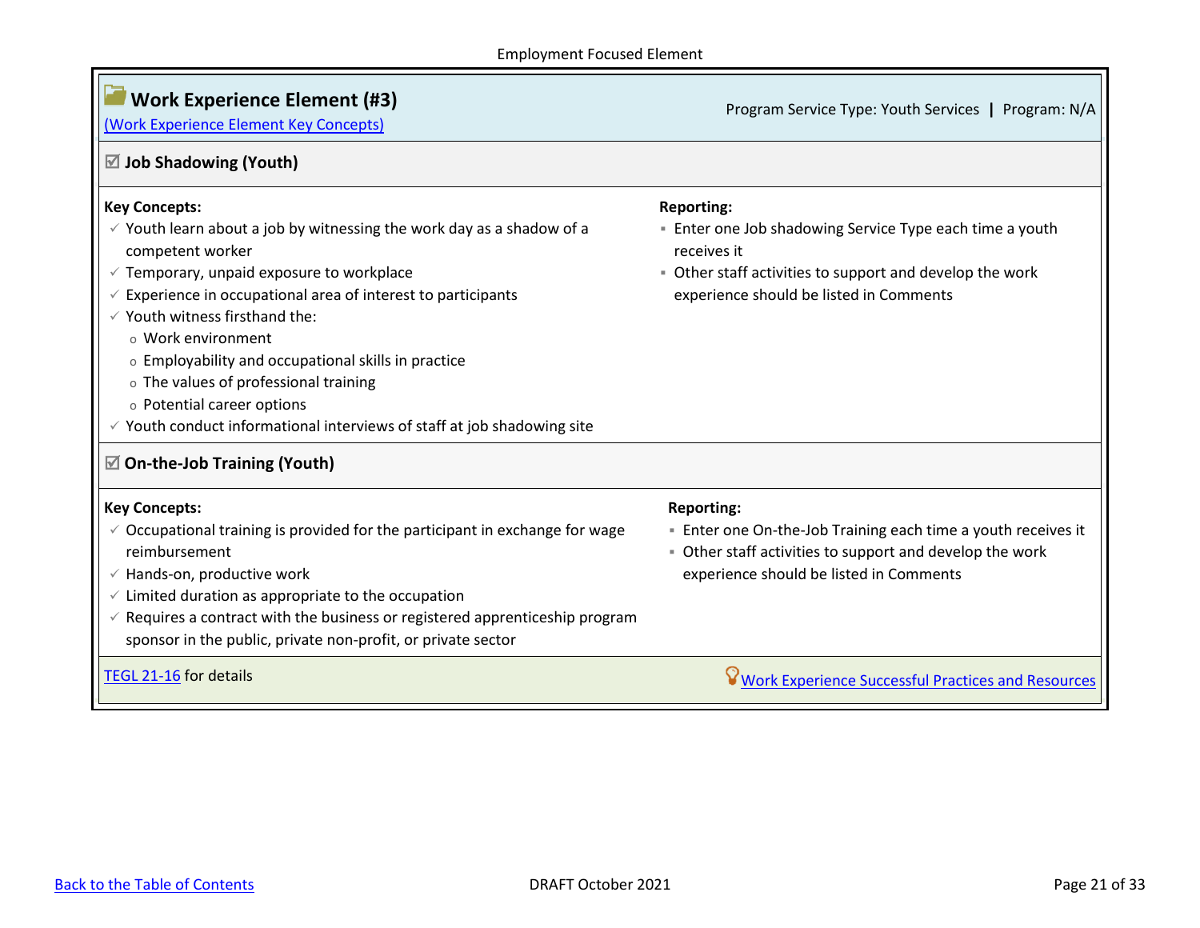Employment Focused Element

## Work Experience Element (#3)

(Work Experience Element Key Concepts)

Program Service Type: Youth Services | Program: N/A

### ☑ Job Shadowing (Youth)

**Key Concepts:**

- ✓ Youth learn about a job by witnessing the work day as a shadow of a competent worker
- ✓ Temporary, unpaid exposure to workplace
- ✓ Experience in occupational area of interest to participants
- ✓ Youth witness firsthand the:
  - Work environment
  - Employability and occupational skills in practice
  - The values of professional training
  - Potential career options
- ✓ Youth conduct informational interviews of staff at job shadowing site

**Reporting:**

- Enter one Job shadowing Service Type each time a youth receives it
- Other staff activities to support and develop the work experience should be listed in Comments

### ☑ On-the-Job Training (Youth)

**Key Concepts:**

- ✓ Occupational training is provided for the participant in exchange for wage reimbursement
- ✓ Hands-on, productive work
- ✓ Limited duration as appropriate to the occupation
- ✓ Requires a contract with the business or registered apprenticeship program sponsor in the public, private non-profit, or private sector

**Reporting:**

- Enter one On-the-Job Training each time a youth receives it
- Other staff activities to support and develop the work experience should be listed in Comments

TEGL 21-16 for details

Work Experience Successful Practices and Resources

Back to the Table of Contents

DRAFT October 2021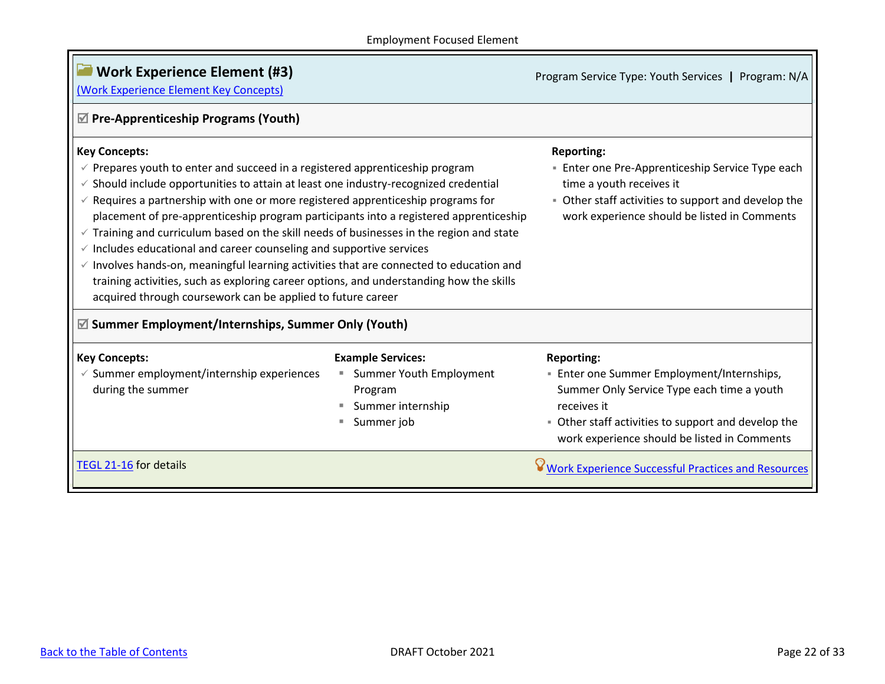Employment Focused Element

## Work Experience Element (#3)

(Work Experience Element Key Concepts)

Program Service Type: Youth Services | Program: N/A

### ☑ Pre-Apprenticeship Programs (Youth)

**Key Concepts:**

- ✓ Prepares youth to enter and succeed in a registered apprenticeship program
- ✓ Should include opportunities to attain at least one industry-recognized credential
- ✓ Requires a partnership with one or more registered apprenticeship programs for placement of pre-apprenticeship program participants into a registered apprenticeship
- ✓ Training and curriculum based on the skill needs of businesses in the region and state
- ✓ Includes educational and career counseling and supportive services
- ✓ Involves hands-on, meaningful learning activities that are connected to education and training activities, such as exploring career options, and understanding how the skills acquired through coursework can be applied to future career

**Reporting:**

- Enter one Pre-Apprenticeship Service Type each time a youth receives it
- Other staff activities to support and develop the work experience should be listed in Comments

### ☑ Summer Employment/Internships, Summer Only (Youth)

**Key Concepts:**

- ✓ Summer employment/internship experiences during the summer

**Example Services:**

- Summer Youth Employment Program
- Summer internship
- Summer job

**Reporting:**

- Enter one Summer Employment/Internships, Summer Only Service Type each time a youth receives it
- Other staff activities to support and develop the work experience should be listed in Comments

TEGL 21-16 for details

Work Experience Successful Practices and Resources

Back to the Table of Contents

DRAFT October 2021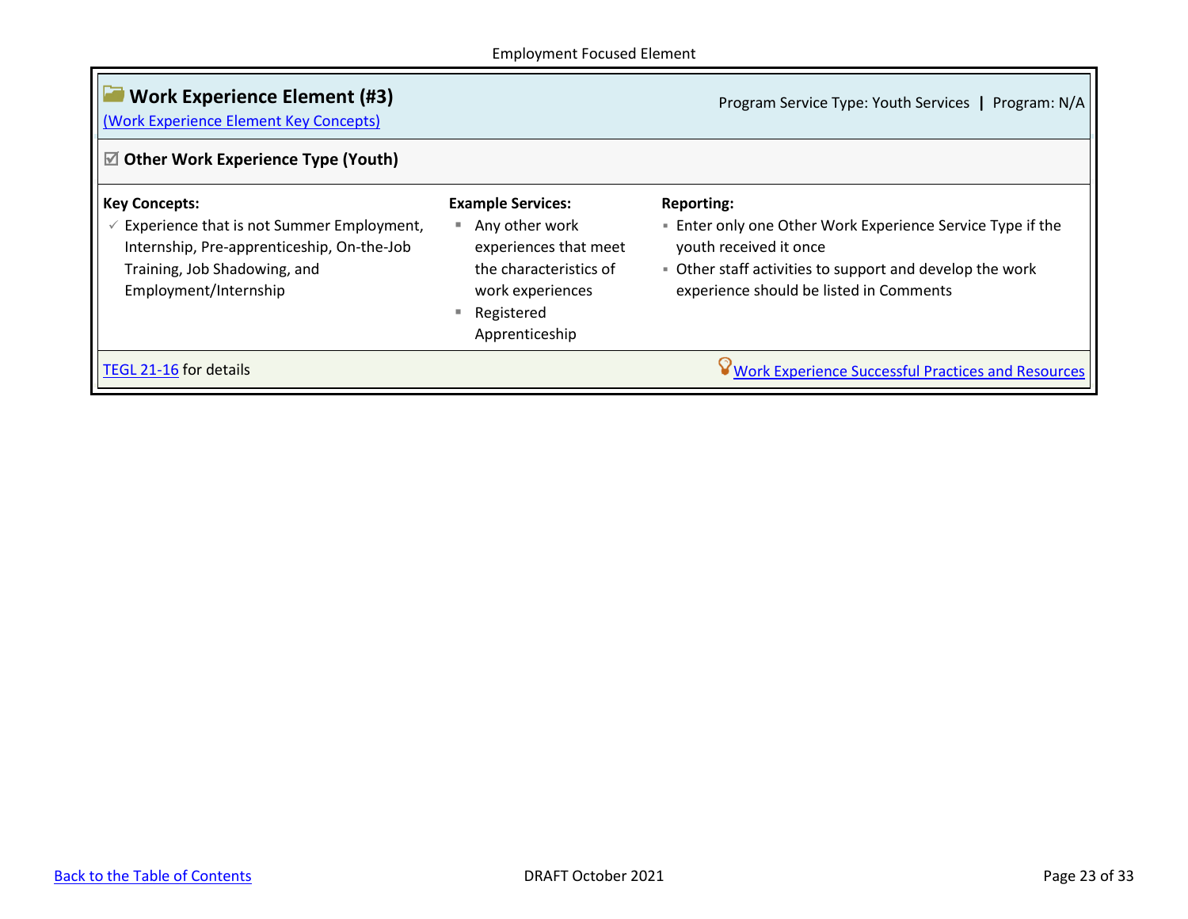Employment Focused Element

## Work Experience Element (#3)

(Work Experience Element Key Concepts)

Program Service Type: Youth Services | Program: N/A

### ☑ Other Work Experience Type (Youth)

| Key Concepts: | Example Services: | Reporting: |
| --- | --- | --- |
| ✓ Experience that is not Summer Employment, Internship, Pre-apprenticeship, On-the-Job Training, Job Shadowing, and Employment/Internship | ▪ Any other work experiences that meet the characteristics of work experiences<br>▪ Registered Apprenticeship | ▪ Enter only one Other Work Experience Service Type if the youth received it once<br>▪ Other staff activities to support and develop the work experience should be listed in Comments |

TEGL 21-16 for details

Work Experience Successful Practices and Resources

Back to the Table of Contents

DRAFT October 2021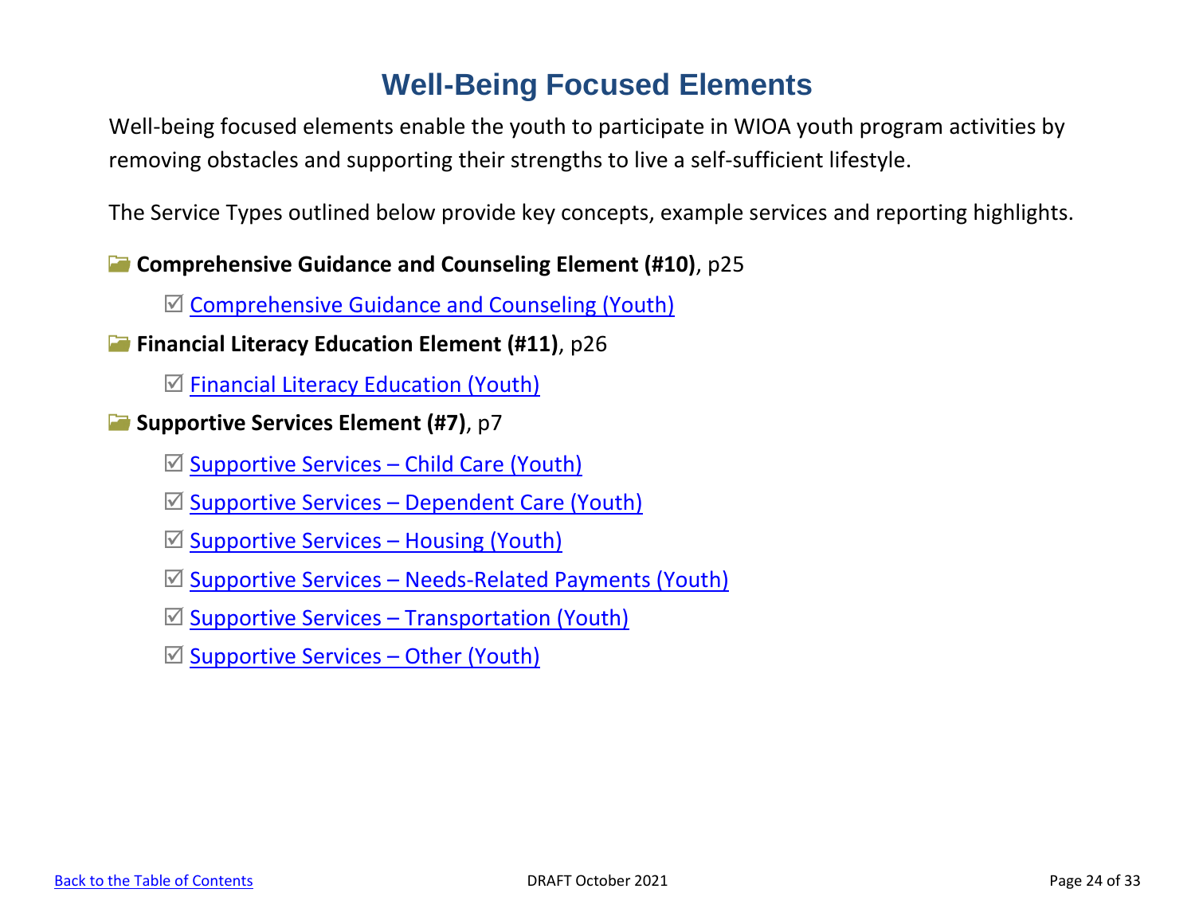# Well-Being Focused Elements

Well-being focused elements enable the youth to participate in WIOA youth program activities by removing obstacles and supporting their strengths to live a self-sufficient lifestyle.

The Service Types outlined below provide key concepts, example services and reporting highlights.

**Comprehensive Guidance and Counseling Element (#10)**, p25

- ☑ Comprehensive Guidance and Counseling (Youth)

**Financial Literacy Education Element (#11)**, p26

- ☑ Financial Literacy Education (Youth)

**Supportive Services Element (#7)**, p7

- ☑ Supportive Services – Child Care (Youth)
- ☑ Supportive Services – Dependent Care (Youth)
- ☑ Supportive Services – Housing (Youth)
- ☑ Supportive Services – Needs-Related Payments (Youth)
- ☑ Supportive Services – Transportation (Youth)
- ☑ Supportive Services – Other (Youth)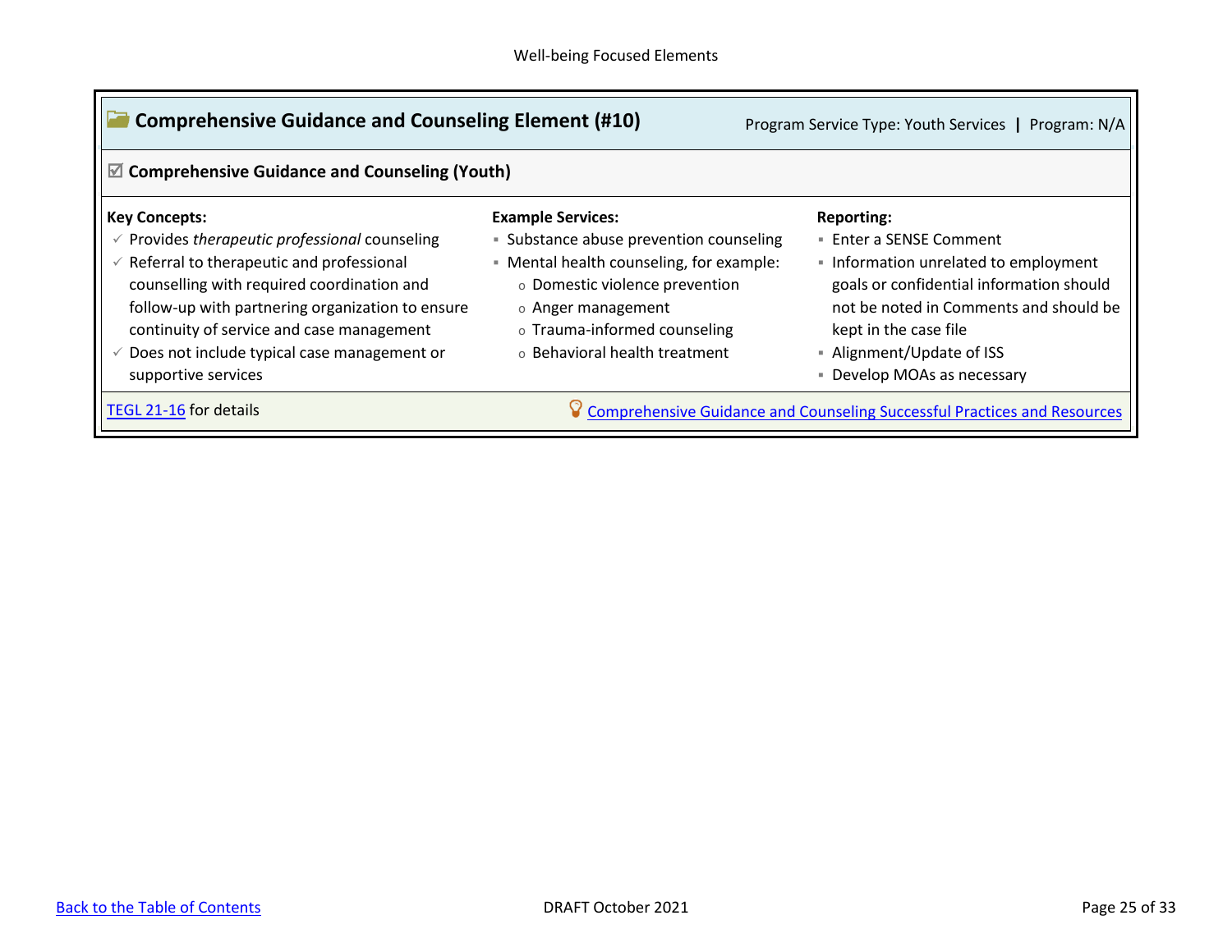Well-being Focused Elements

## Comprehensive Guidance and Counseling Element (#10)

Program Service Type: Youth Services | Program: N/A

### ☑ Comprehensive Guidance and Counseling (Youth)

**Key Concepts:**

- ✓ Provides *therapeutic professional* counseling
- ✓ Referral to therapeutic and professional counselling with required coordination and follow-up with partnering organization to ensure continuity of service and case management
- ✓ Does not include typical case management or supportive services

**Example Services:**

- Substance abuse prevention counseling
- Mental health counseling, for example:
  - Domestic violence prevention
  - Anger management
  - Trauma-informed counseling
  - Behavioral health treatment

**Reporting:**

- Enter a SENSE Comment
- Information unrelated to employment goals or confidential information should not be noted in Comments and should be kept in the case file
- Alignment/Update of ISS
- Develop MOAs as necessary

TEGL 21-16 for details

Comprehensive Guidance and Counseling Successful Practices and Resources

Back to the Table of Contents

DRAFT October 2021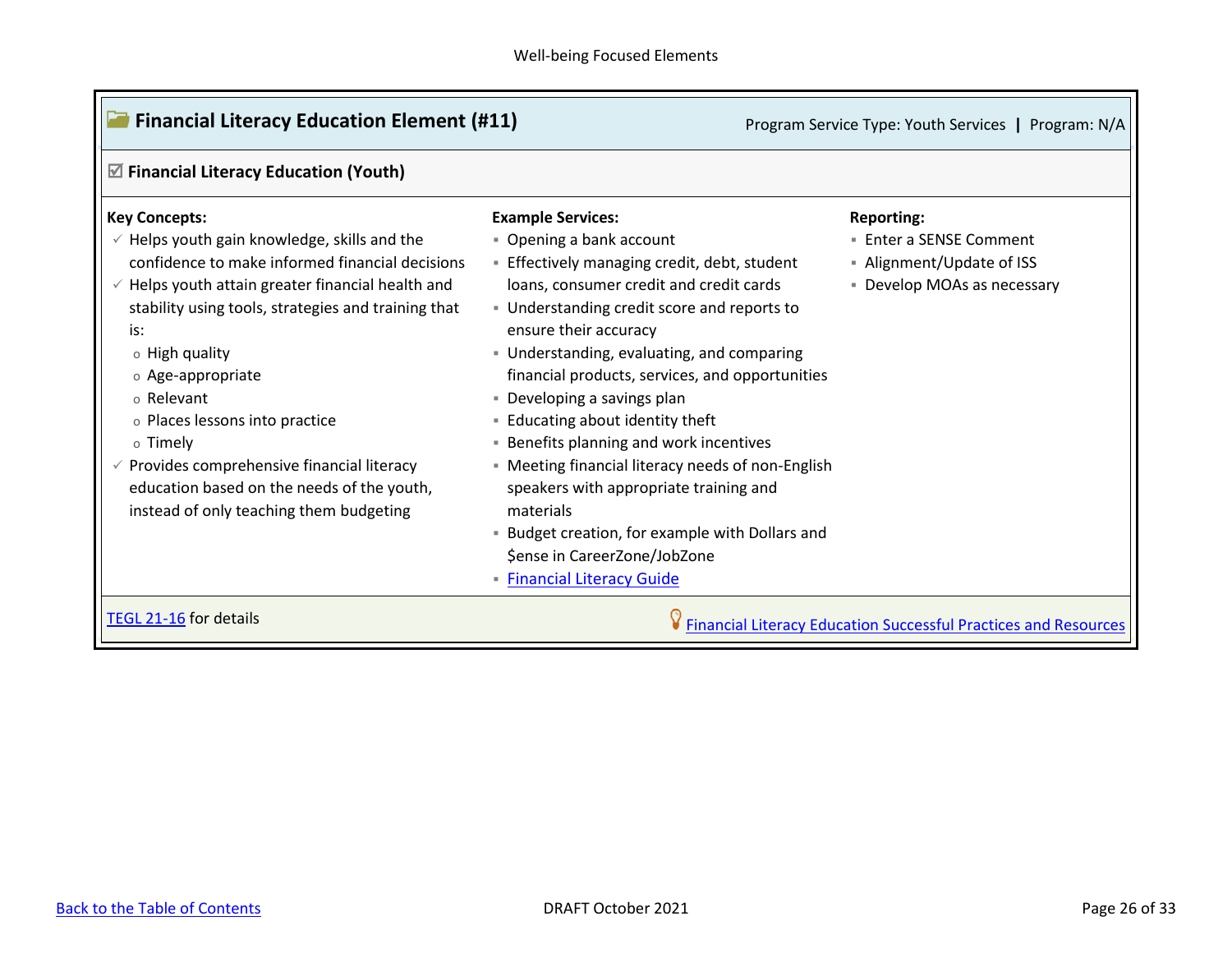## Financial Literacy Education Element (#11)

Program Service Type: Youth Services | Program: N/A

### ☑ Financial Literacy Education (Youth)

**Key Concepts:**

- ✓ Helps youth gain knowledge, skills and the confidence to make informed financial decisions
- ✓ Helps youth attain greater financial health and stability using tools, strategies and training that is:
  - High quality
  - Age-appropriate
  - Relevant
  - Places lessons into practice
  - Timely
- ✓ Provides comprehensive financial literacy education based on the needs of the youth, instead of only teaching them budgeting

**Example Services:**

- Opening a bank account
- Effectively managing credit, debt, student loans, consumer credit and credit cards
- Understanding credit score and reports to ensure their accuracy
- Understanding, evaluating, and comparing financial products, services, and opportunities
- Developing a savings plan
- Educating about identity theft
- Benefits planning and work incentives
- Meeting financial literacy needs of non-English speakers with appropriate training and materials
- Budget creation, for example with Dollars and $ense in CareerZone/JobZone
- Financial Literacy Guide

**Reporting:**

- Enter a SENSE Comment
- Alignment/Update of ISS
- Develop MOAs as necessary

TEGL 21-16 for details

Financial Literacy Education Successful Practices and Resources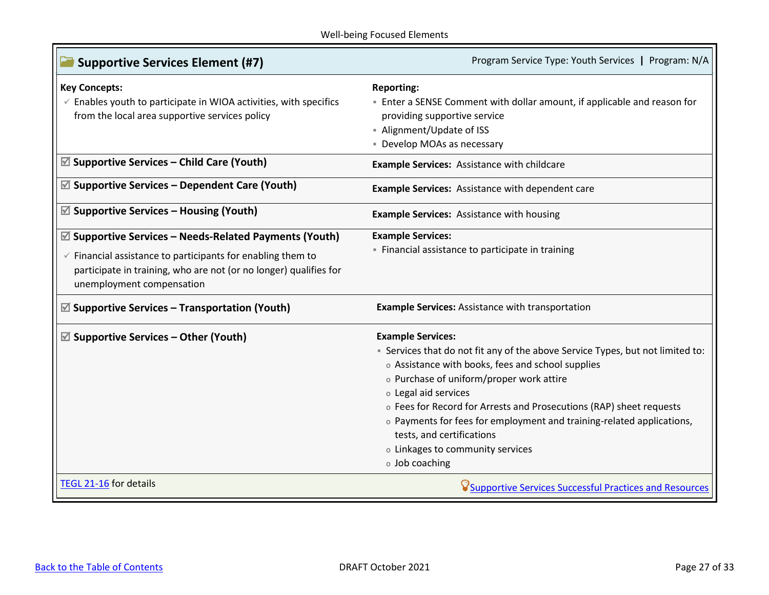Well-being Focused Elements

## Supportive Services Element (#7)

Program Service Type: Youth Services | Program: N/A

| Key Concepts | Reporting |
|---|---|
| ✓ Enables youth to participate in WIOA activities, with specifics from the local area supportive services policy | ▪ Enter a SENSE Comment with dollar amount, if applicable and reason for providing supportive service<br>▪ Alignment/Update of ISS<br>▪ Develop MOAs as necessary |
| ☑ **Supportive Services – Child Care (Youth)** | **Example Services:** Assistance with childcare |
| ☑ **Supportive Services – Dependent Care (Youth)** | **Example Services:** Assistance with dependent care |
| ☑ **Supportive Services – Housing (Youth)** | **Example Services:** Assistance with housing |
| ☑ **Supportive Services – Needs-Related Payments (Youth)**<br>✓ Financial assistance to participants for enabling them to participate in training, who are not (or no longer) qualifies for unemployment compensation | **Example Services:**<br>▪ Financial assistance to participate in training |
| ☑ **Supportive Services – Transportation (Youth)** | **Example Services:** Assistance with transportation |
| ☑ **Supportive Services – Other (Youth)** | **Example Services:**<br>▪ Services that do not fit any of the above Service Types, but not limited to:<br>o Assistance with books, fees and school supplies<br>o Purchase of uniform/proper work attire<br>o Legal aid services<br>o Fees for Record for Arrests and Prosecutions (RAP) sheet requests<br>o Payments for fees for employment and training-related applications, tests, and certifications<br>o Linkages to community services<br>o Job coaching |
| TEGL 21-16 for details | Supportive Services Successful Practices and Resources |

Back to the Table of Contents

DRAFT October 2021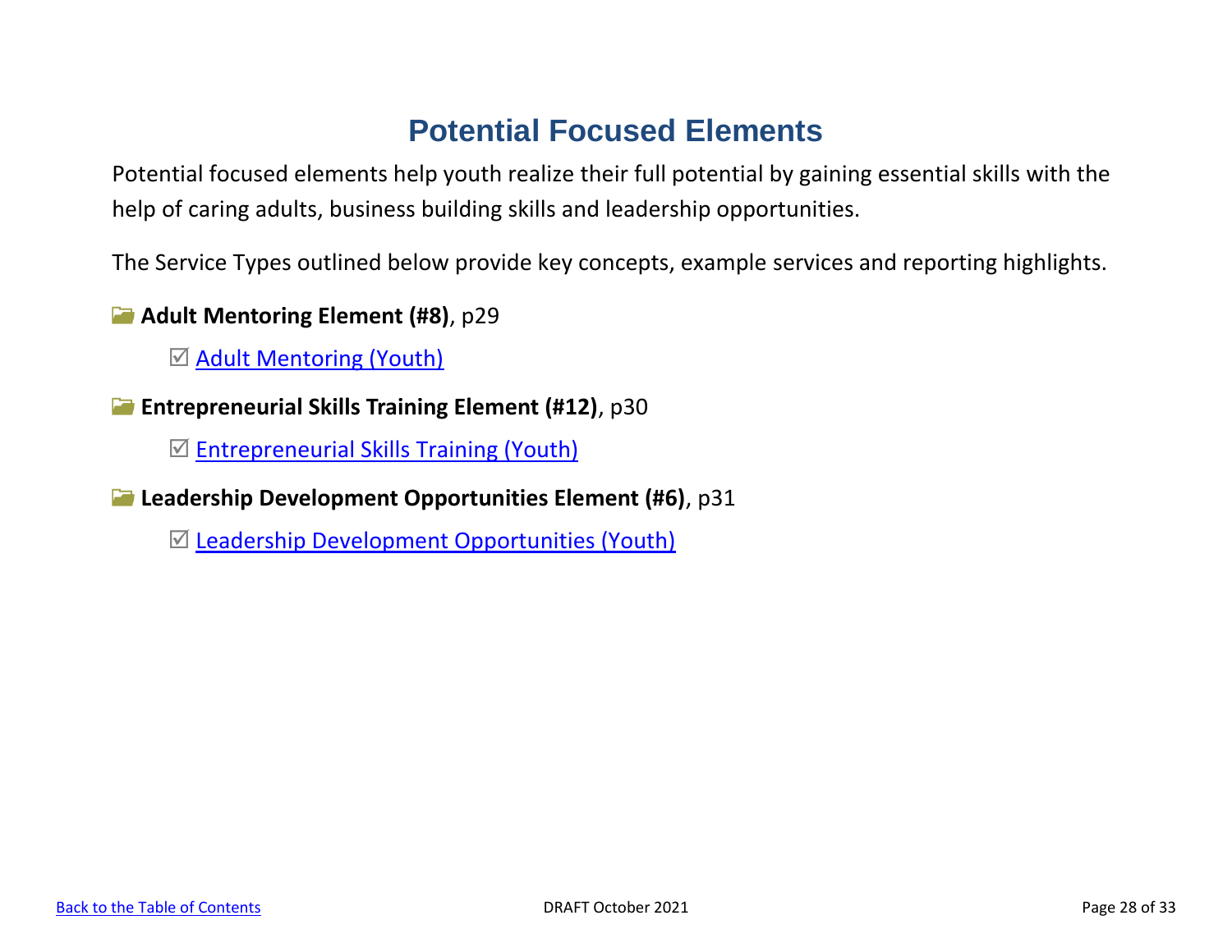# Potential Focused Elements

Potential focused elements help youth realize their full potential by gaining essential skills with the help of caring adults, business building skills and leadership opportunities.

The Service Types outlined below provide key concepts, example services and reporting highlights.

📂 **Adult Mentoring Element (#8)**, p29

- ☑ Adult Mentoring (Youth)

📂 **Entrepreneurial Skills Training Element (#12)**, p30

- ☑ Entrepreneurial Skills Training (Youth)

📂 **Leadership Development Opportunities Element (#6)**, p31

- ☑ Leadership Development Opportunities (Youth)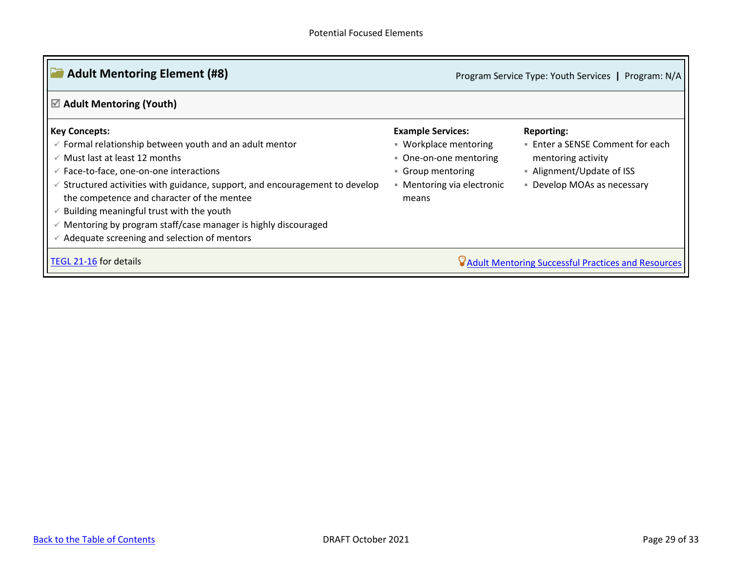## Adult Mentoring Element (#8)

Program Service Type: Youth Services | Program: N/A

### ☑ Adult Mentoring (Youth)

**Key Concepts:**

- ✓ Formal relationship between youth and an adult mentor
- ✓ Must last at least 12 months
- ✓ Face-to-face, one-on-one interactions
- ✓ Structured activities with guidance, support, and encouragement to develop the competence and character of the mentee
- ✓ Building meaningful trust with the youth
- ✓ Mentoring by program staff/case manager is highly discouraged
- ✓ Adequate screening and selection of mentors

**Example Services:**

- Workplace mentoring
- One-on-one mentoring
- Group mentoring
- Mentoring via electronic means

**Reporting:**

- Enter a SENSE Comment for each mentoring activity
- Alignment/Update of ISS
- Develop MOAs as necessary

TEGL 21-16 for details

Adult Mentoring Successful Practices and Resources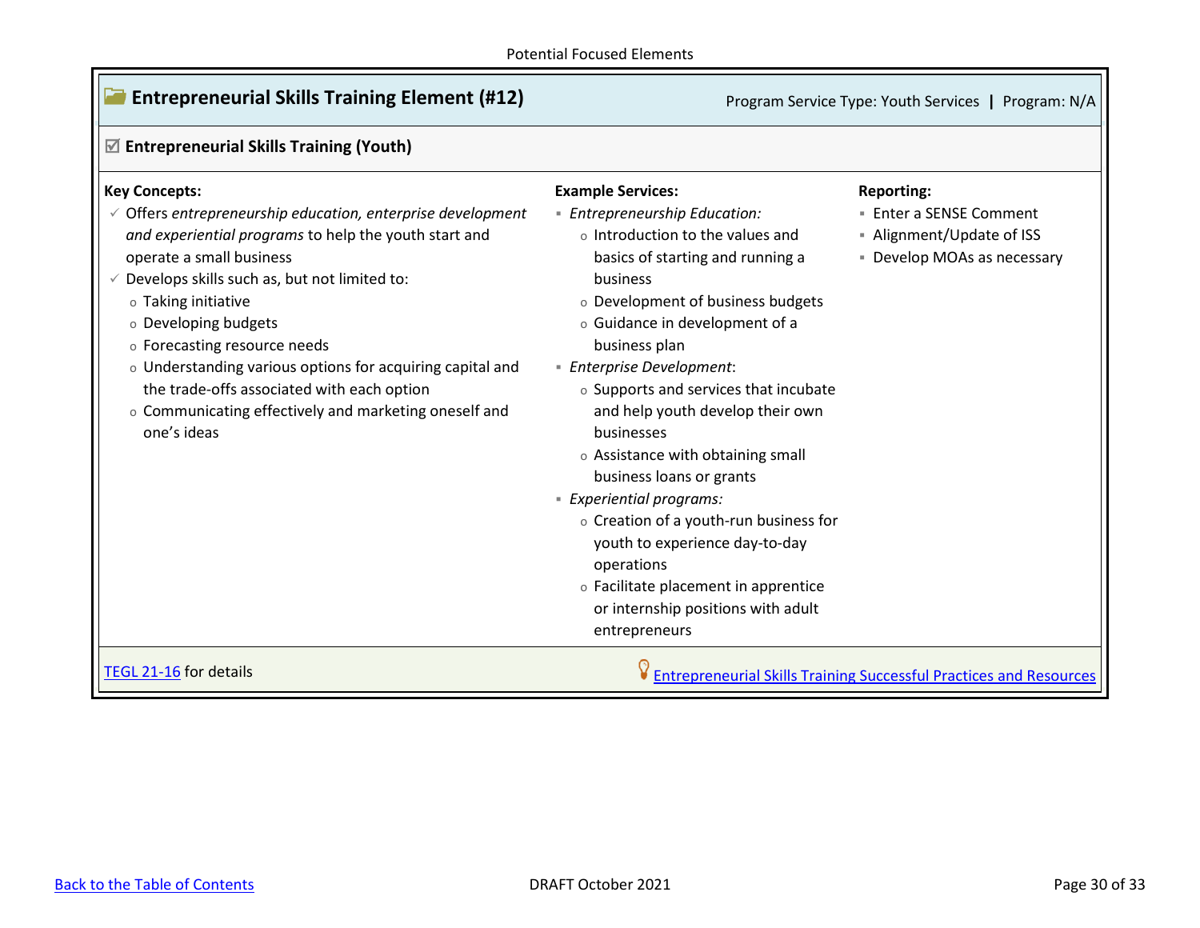Potential Focused Elements

## Entrepreneurial Skills Training Element (#12)

Program Service Type: Youth Services | Program: N/A

### ☑ Entrepreneurial Skills Training (Youth)

**Key Concepts:**

- ✓ Offers *entrepreneurship education, enterprise development and experiential programs* to help the youth start and operate a small business
- ✓ Develops skills such as, but not limited to:
  - Taking initiative
  - Developing budgets
  - Forecasting resource needs
  - Understanding various options for acquiring capital and the trade-offs associated with each option
  - Communicating effectively and marketing oneself and one's ideas

**Example Services:**

- *Entrepreneurship Education:*
  - Introduction to the values and basics of starting and running a business
  - Development of business budgets
  - Guidance in development of a business plan
- *Enterprise Development*:
  - Supports and services that incubate and help youth develop their own businesses
  - Assistance with obtaining small business loans or grants
- *Experiential programs:*
  - Creation of a youth-run business for youth to experience day-to-day operations
  - Facilitate placement in apprentice or internship positions with adult entrepreneurs

**Reporting:**

- Enter a SENSE Comment
- Alignment/Update of ISS
- Develop MOAs as necessary

TEGL 21-16 for details

Entrepreneurial Skills Training Successful Practices and Resources

Back to the Table of Contents

DRAFT October 2021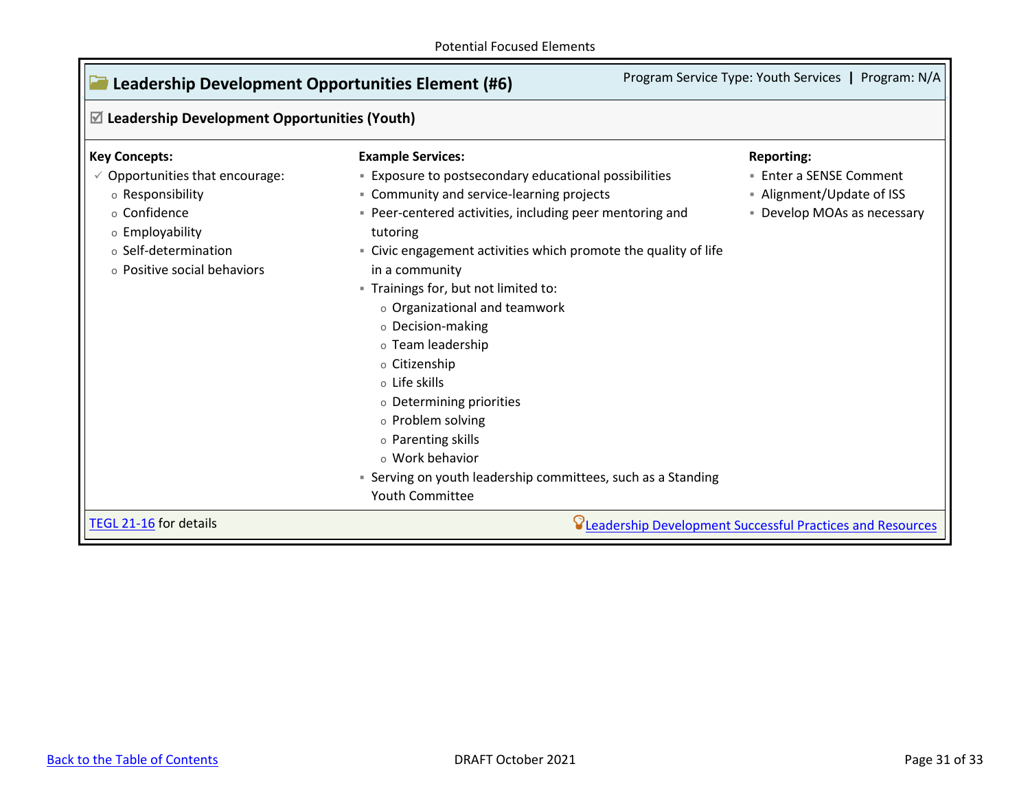Potential Focused Elements

## Leadership Development Opportunities Element (#6)

Program Service Type: Youth Services | Program: N/A

### ☑ Leadership Development Opportunities (Youth)

**Key Concepts:**

- ✓ Opportunities that encourage:
  - Responsibility
  - Confidence
  - Employability
  - Self-determination
  - Positive social behaviors

**Example Services:**

- Exposure to postsecondary educational possibilities
- Community and service-learning projects
- Peer-centered activities, including peer mentoring and tutoring
- Civic engagement activities which promote the quality of life in a community
- Trainings for, but not limited to:
  - Organizational and teamwork
  - Decision-making
  - Team leadership
  - Citizenship
  - Life skills
  - Determining priorities
  - Problem solving
  - Parenting skills
  - Work behavior
- Serving on youth leadership committees, such as a Standing Youth Committee

**Reporting:**

- Enter a SENSE Comment
- Alignment/Update of ISS
- Develop MOAs as necessary

TEGL 21-16 for details

Leadership Development Successful Practices and Resources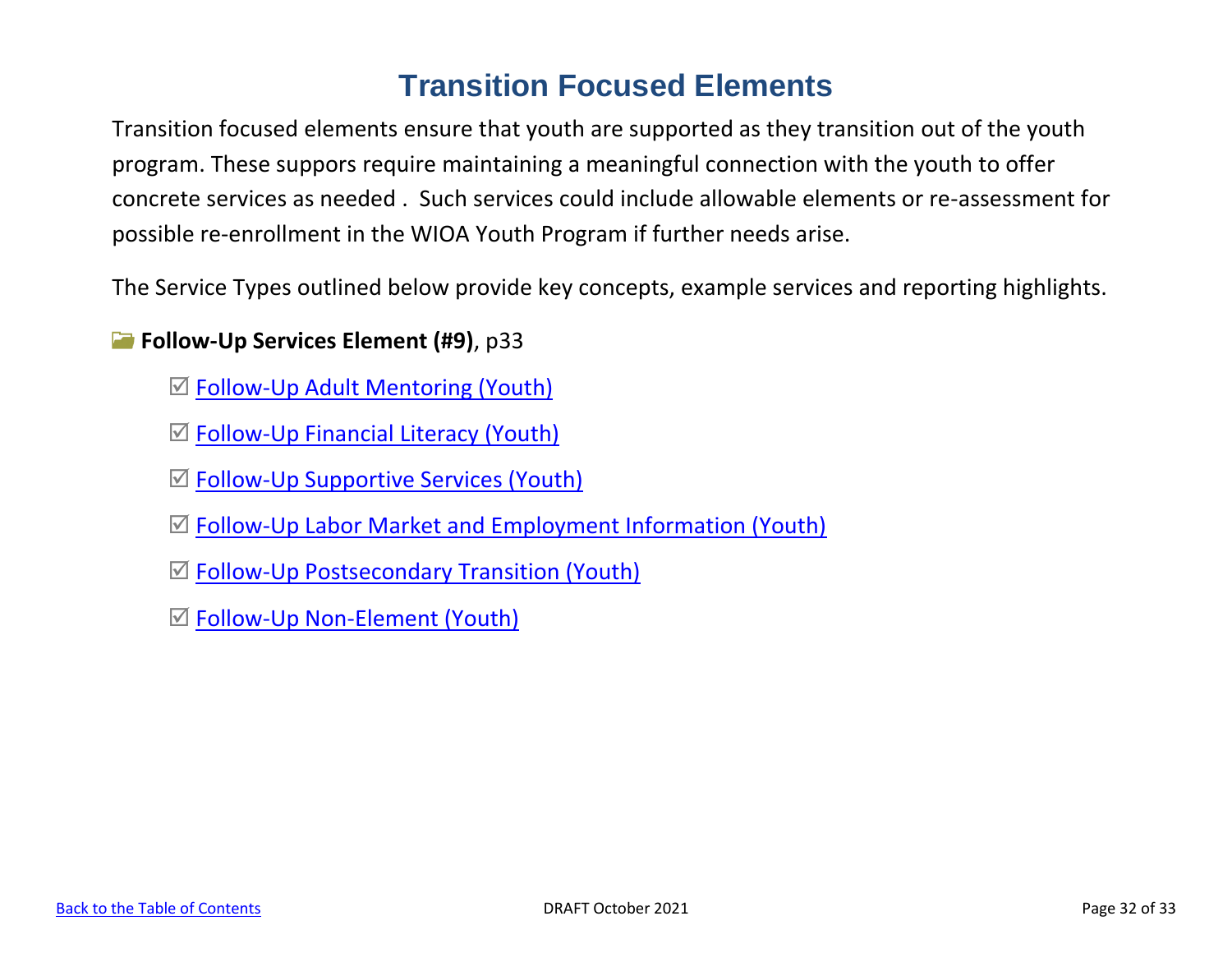# Transition Focused Elements

Transition focused elements ensure that youth are supported as they transition out of the youth program. These suppors require maintaining a meaningful connection with the youth to offer concrete services as needed . Such services could include allowable elements or re-assessment for possible re-enrollment in the WIOA Youth Program if further needs arise.

The Service Types outlined below provide key concepts, example services and reporting highlights.

**Follow-Up Services Element (#9)**, p33

- ☑ Follow-Up Adult Mentoring (Youth)
- ☑ Follow-Up Financial Literacy (Youth)
- ☑ Follow-Up Supportive Services (Youth)
- ☑ Follow-Up Labor Market and Employment Information (Youth)
- ☑ Follow-Up Postsecondary Transition (Youth)
- ☑ Follow-Up Non-Element (Youth)

Back to the Table of Contents

DRAFT October 2021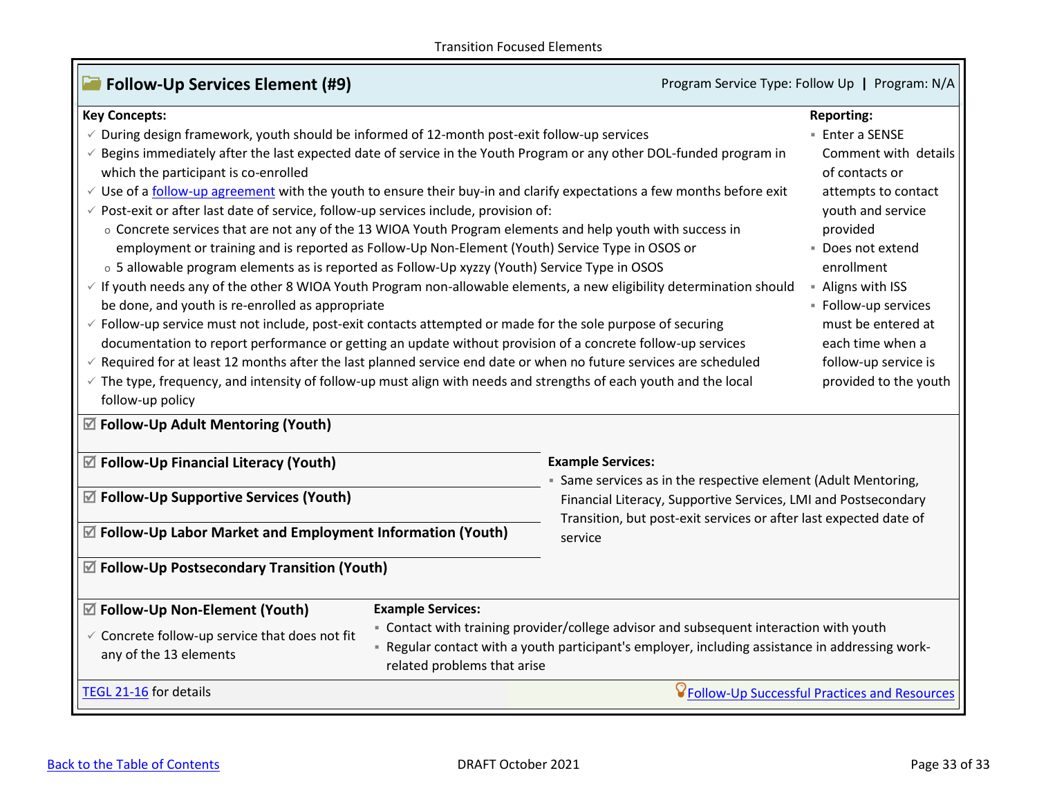Transition Focused Elements

## Follow-Up Services Element (#9)

Program Service Type: Follow Up | Program: N/A

**Key Concepts:**

- ✓ During design framework, youth should be informed of 12-month post-exit follow-up services
- ✓ Begins immediately after the last expected date of service in the Youth Program or any other DOL-funded program in which the participant is co-enrolled
- ✓ Use of a follow-up agreement with the youth to ensure their buy-in and clarify expectations a few months before exit
- ✓ Post-exit or after last date of service, follow-up services include, provision of:
  - Concrete services that are not any of the 13 WIOA Youth Program elements and help youth with success in employment or training and is reported as Follow-Up Non-Element (Youth) Service Type in OSOS or
  - 5 allowable program elements as is reported as Follow-Up xyzzy (Youth) Service Type in OSOS
- ✓ If youth needs any of the other 8 WIOA Youth Program non-allowable elements, a new eligibility determination should be done, and youth is re-enrolled as appropriate
- ✓ Follow-up service must not include, post-exit contacts attempted or made for the sole purpose of securing documentation to report performance or getting an update without provision of a concrete follow-up services
- ✓ Required for at least 12 months after the last planned service end date or when no future services are scheduled
- ✓ The type, frequency, and intensity of follow-up must align with needs and strengths of each youth and the local follow-up policy

**Reporting:**

- Enter a SENSE Comment with details of contacts or attempts to contact youth and service provided
- Does not extend enrollment
- Aligns with ISS
- Follow-up services must be entered at each time when a follow-up service is provided to the youth

### ☑ Follow-Up Adult Mentoring (Youth)

### ☑ Follow-Up Financial Literacy (Youth)

### ☑ Follow-Up Supportive Services (Youth)

### ☑ Follow-Up Labor Market and Employment Information (Youth)

### ☑ Follow-Up Postsecondary Transition (Youth)

**Example Services:**

- Same services as in the respective element (Adult Mentoring, Financial Literacy, Supportive Services, LMI and Postsecondary Transition, but post-exit services or after last expected date of service

### ☑ Follow-Up Non-Element (Youth)

- ✓ Concrete follow-up service that does not fit any of the 13 elements

**Example Services:**

- Contact with training provider/college advisor and subsequent interaction with youth
- Regular contact with a youth participant's employer, including assistance in addressing work-related problems that arise

TEGL 21-16 for details

Follow-Up Successful Practices and Resources

Back to the Table of Contents

DRAFT October 2021